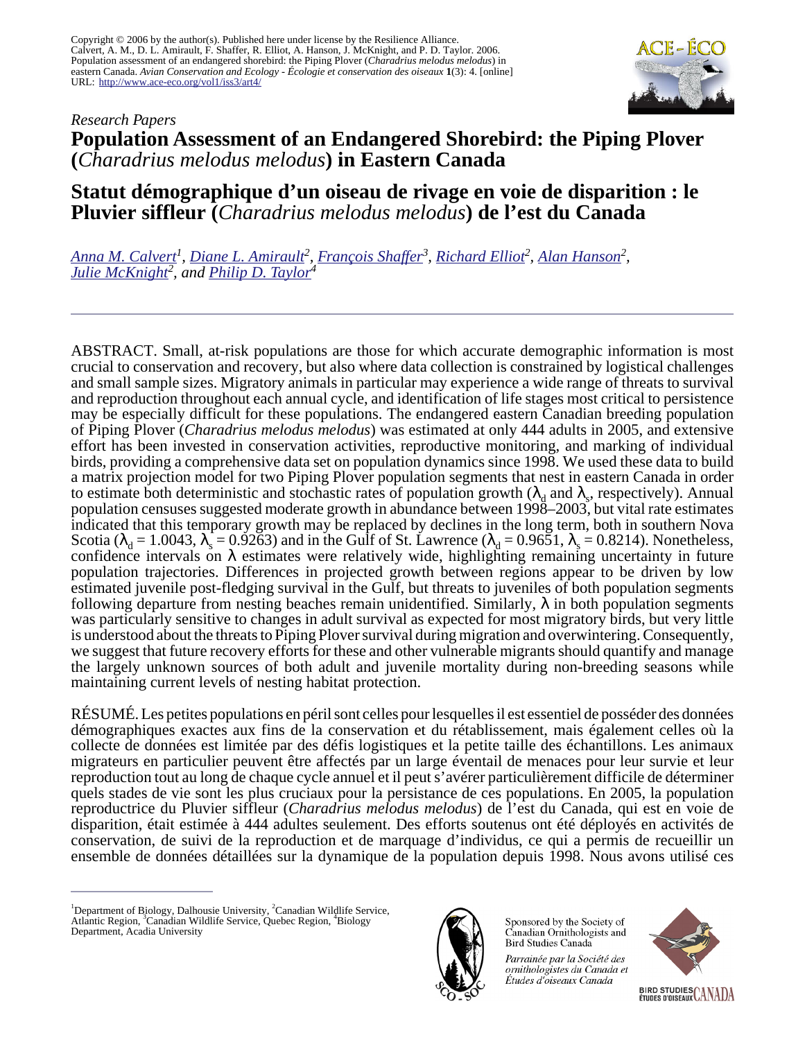Copyright © 2006 by the author(s). Published here under license by the Resilience Alliance.
Calvert, A. M., D. L. Amirault, F. Shaffer, R. Elliot, A. Hanson, J. McKnight, and P. D. Taylor. 2006. Population assessment of an endangered shorebird: the Piping Plover (*Charadrius melodus melodus*) in eastern Canada. *Avian Conservation and Ecology - Écologie et conservation des oiseaux* **1**(3): 4. [online] URL: http://www.ace-eco.org/vol1/iss3/art4/

*Research Papers*

# Population Assessment of an Endangered Shorebird: the Piping Plover (*Charadrius melodus melodus*) in Eastern Canada

# Statut démographique d'un oiseau de rivage en voie de disparition : le Pluvier siffleur (*Charadrius melodus melodus*) de l'est du Canada

Anna M. Calvert[1], Diane L. Amirault[2], François Shaffer[3], Richard Elliot[2], Alan Hanson[2], Julie McKnight[2], and Philip D. Taylor[4]

ABSTRACT. Small, at-risk populations are those for which accurate demographic information is most crucial to conservation and recovery, but also where data collection is constrained by logistical challenges and small sample sizes. Migratory animals in particular may experience a wide range of threats to survival and reproduction throughout each annual cycle, and identification of life stages most critical to persistence may be especially difficult for these populations. The endangered eastern Canadian breeding population of Piping Plover (*Charadrius melodus melodus*) was estimated at only 444 adults in 2005, and extensive effort has been invested in conservation activities, reproductive monitoring, and marking of individual birds, providing a comprehensive data set on population dynamics since 1998. We used these data to build a matrix projection model for two Piping Plover population segments that nest in eastern Canada in order to estimate both deterministic and stochastic rates of population growth ($\lambda_d$ and $\lambda_s$, respectively). Annual population censuses suggested moderate growth in abundance between 1998–2003, but vital rate estimates indicated that this temporary growth may be replaced by declines in the long term, both in southern Nova Scotia ($\lambda_d$ = 1.0043, $\lambda_s$ = 0.9263) and in the Gulf of St. Lawrence ($\lambda_d$ = 0.9651, $\lambda_s$ = 0.8214). Nonetheless, confidence intervals on $\lambda$ estimates were relatively wide, highlighting remaining uncertainty in future population trajectories. Differences in projected growth between regions appear to be driven by low estimated juvenile post-fledging survival in the Gulf, but threats to juveniles of both population segments following departure from nesting beaches remain unidentified. Similarly, $\lambda$ in both population segments was particularly sensitive to changes in adult survival as expected for most migratory birds, but very little is understood about the threats to Piping Plover survival during migration and overwintering. Consequently, we suggest that future recovery efforts for these and other vulnerable migrants should quantify and manage the largely unknown sources of both adult and juvenile mortality during non-breeding seasons while maintaining current levels of nesting habitat protection.

RÉSUMÉ. Les petites populations en péril sont celles pour lesquelles il est essentiel de posséder des données démographiques exactes aux fins de la conservation et du rétablissement, mais également celles où la collecte de données est limitée par des défis logistiques et la petite taille des échantillons. Les animaux migrateurs en particulier peuvent être affectés par un large éventail de menaces pour leur survie et leur reproduction tout au long de chaque cycle annuel et il peut s'avérer particulièrement difficile de déterminer quels stades de vie sont les plus cruciaux pour la persistance de ces populations. En 2005, la population reproductrice du Pluvier siffleur (*Charadrius melodus melodus*) de l'est du Canada, qui est en voie de disparition, était estimée à 444 adultes seulement. Des efforts soutenus ont été déployés en activités de conservation, de suivi de la reproduction et de marquage d'individus, ce qui a permis de recueillir un ensemble de données détaillées sur la dynamique de la population depuis 1998. Nous avons utilisé ces

[1]Department of Biology, Dalhousie University, [2]Canadian Wildlife Service, Atlantic Region, [3]Canadian Wildlife Service, Quebec Region, [4]Biology Department, Acadia University

Sponsored by the Society of Canadian Ornithologists and Bird Studies Canada

*Parrainée par la Société des ornithologistes du Canada et Études d'oiseaux Canada*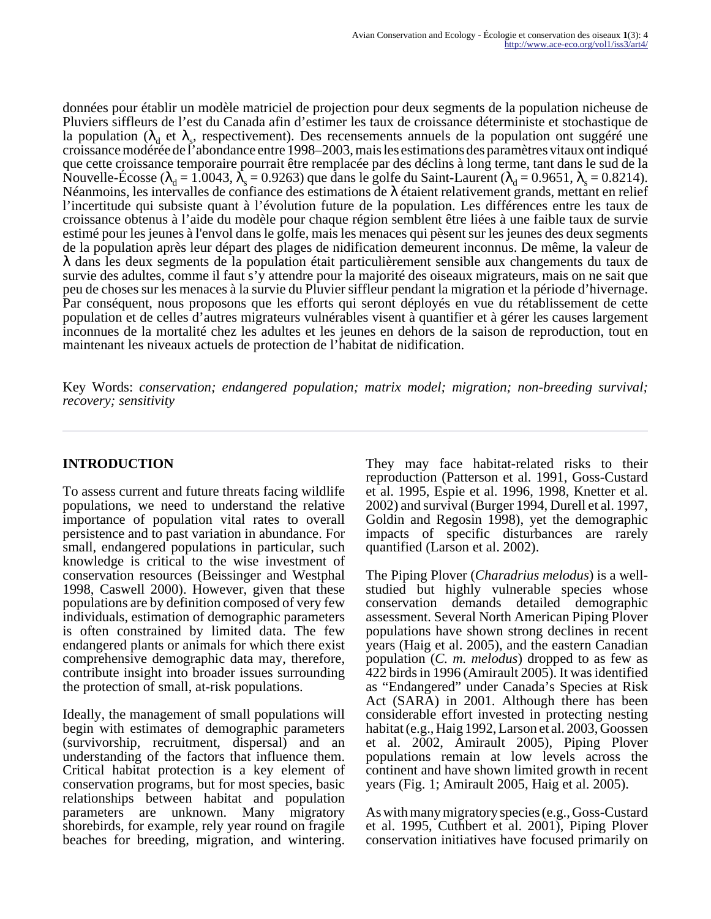données pour établir un modèle matriciel de projection pour deux segments de la population nicheuse de Pluviers siffleurs de l'est du Canada afin d'estimer les taux de croissance déterministe et stochastique de la population ($\lambda_d$ et $\lambda_s$, respectivement). Des recensements annuels de la population ont suggéré une croissance modérée de l'abondance entre 1998–2003, mais les estimations des paramètres vitaux ont indiqué que cette croissance temporaire pourrait être remplacée par des déclins à long terme, tant dans le sud de la Nouvelle-Écosse ($\lambda_d = 1.0043$, $\lambda_s = 0.9263$) que dans le golfe du Saint-Laurent ($\lambda_d = 0.9651$, $\lambda_s = 0.8214$). Néanmoins, les intervalles de confiance des estimations de $\lambda$ étaient relativement grands, mettant en relief l'incertitude qui subsiste quant à l'évolution future de la population. Les différences entre les taux de croissance obtenus à l'aide du modèle pour chaque région semblent être liées à une faible taux de survie estimé pour les jeunes à l'envol dans le golfe, mais les menaces qui pèsent sur les jeunes des deux segments de la population après leur départ des plages de nidification demeurent inconnus. De même, la valeur de $\lambda$ dans les deux segments de la population était particulièrement sensible aux changements du taux de survie des adultes, comme il faut s'y attendre pour la majorité des oiseaux migrateurs, mais on ne sait que peu de choses sur les menaces à la survie du Pluvier siffleur pendant la migration et la période d'hivernage. Par conséquent, nous proposons que les efforts qui seront déployés en vue du rétablissement de cette population et de celles d'autres migrateurs vulnérables visent à quantifier et à gérer les causes largement inconnues de la mortalité chez les adultes et les jeunes en dehors de la saison de reproduction, tout en maintenant les niveaux actuels de protection de l'habitat de nidification.

Key Words: *conservation; endangered population; matrix model; migration; non-breeding survival; recovery; sensitivity*

---

## INTRODUCTION

To assess current and future threats facing wildlife populations, we need to understand the relative importance of population vital rates to overall persistence and to past variation in abundance. For small, endangered populations in particular, such knowledge is critical to the wise investment of conservation resources (Beissinger and Westphal 1998, Caswell 2000). However, given that these populations are by definition composed of very few individuals, estimation of demographic parameters is often constrained by limited data. The few endangered plants or animals for which there exist comprehensive demographic data may, therefore, contribute insight into broader issues surrounding the protection of small, at-risk populations.

Ideally, the management of small populations will begin with estimates of demographic parameters (survivorship, recruitment, dispersal) and an understanding of the factors that influence them. Critical habitat protection is a key element of conservation programs, but for most species, basic relationships between habitat and population parameters are unknown. Many migratory shorebirds, for example, rely year round on fragile beaches for breeding, migration, and wintering. They may face habitat-related risks to their reproduction (Patterson et al. 1991, Goss-Custard et al. 1995, Espie et al. 1996, 1998, Knetter et al. 2002) and survival (Burger 1994, Durell et al. 1997, Goldin and Regosin 1998), yet the demographic impacts of specific disturbances are rarely quantified (Larson et al. 2002).

The Piping Plover (*Charadrius melodus*) is a well-studied but highly vulnerable species whose conservation demands detailed demographic assessment. Several North American Piping Plover populations have shown strong declines in recent years (Haig et al. 2005), and the eastern Canadian population (*C. m. melodus*) dropped to as few as 422 birds in 1996 (Amirault 2005). It was identified as "Endangered" under Canada's Species at Risk Act (SARA) in 2001. Although there has been considerable effort invested in protecting nesting habitat (e.g., Haig 1992, Larson et al. 2003, Goossen et al. 2002, Amirault 2005), Piping Plover populations remain at low levels across the continent and have shown limited growth in recent years (Fig. 1; Amirault 2005, Haig et al. 2005).

As with many migratory species (e.g., Goss-Custard et al. 1995, Cuthbert et al. 2001), Piping Plover conservation initiatives have focused primarily on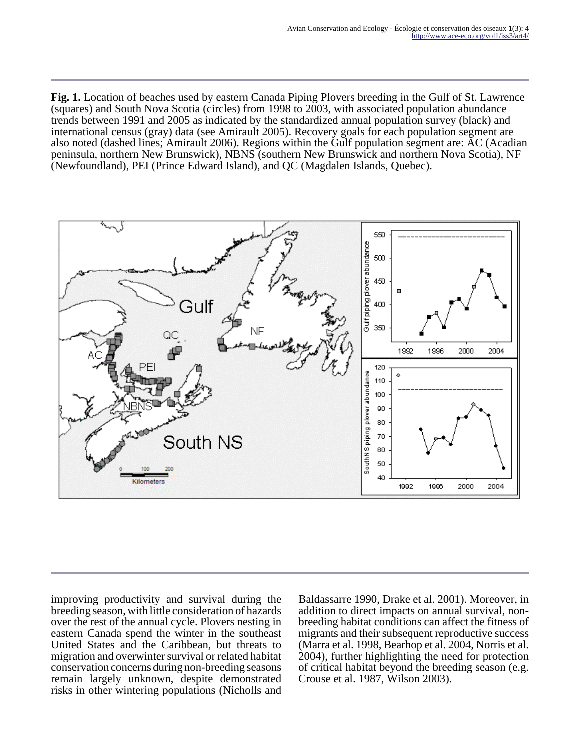**Fig. 1.** Location of beaches used by eastern Canada Piping Plovers breeding in the Gulf of St. Lawrence (squares) and South Nova Scotia (circles) from 1998 to 2003, with associated population abundance trends between 1991 and 2005 as indicated by the standardized annual population survey (black) and international census (gray) data (see Amirault 2005). Recovery goals for each population segment are also noted (dashed lines; Amirault 2006). Regions within the Gulf population segment are: AC (Acadian peninsula, northern New Brunswick), NBNS (southern New Brunswick and northern Nova Scotia), NF (Newfoundland), PEI (Prince Edward Island), and QC (Magdalen Islands, Quebec).

improving productivity and survival during the breeding season, with little consideration of hazards over the rest of the annual cycle. Plovers nesting in eastern Canada spend the winter in the southeast United States and the Caribbean, but threats to migration and overwinter survival or related habitat conservation concerns during non-breeding seasons remain largely unknown, despite demonstrated risks in other wintering populations (Nicholls and Baldassarre 1990, Drake et al. 2001). Moreover, in addition to direct impacts on annual survival, non-breeding habitat conditions can affect the fitness of migrants and their subsequent reproductive success (Marra et al. 1998, Bearhop et al. 2004, Norris et al. 2004), further highlighting the need for protection of critical habitat beyond the breeding season (e.g. Crouse et al. 1987, Wilson 2003).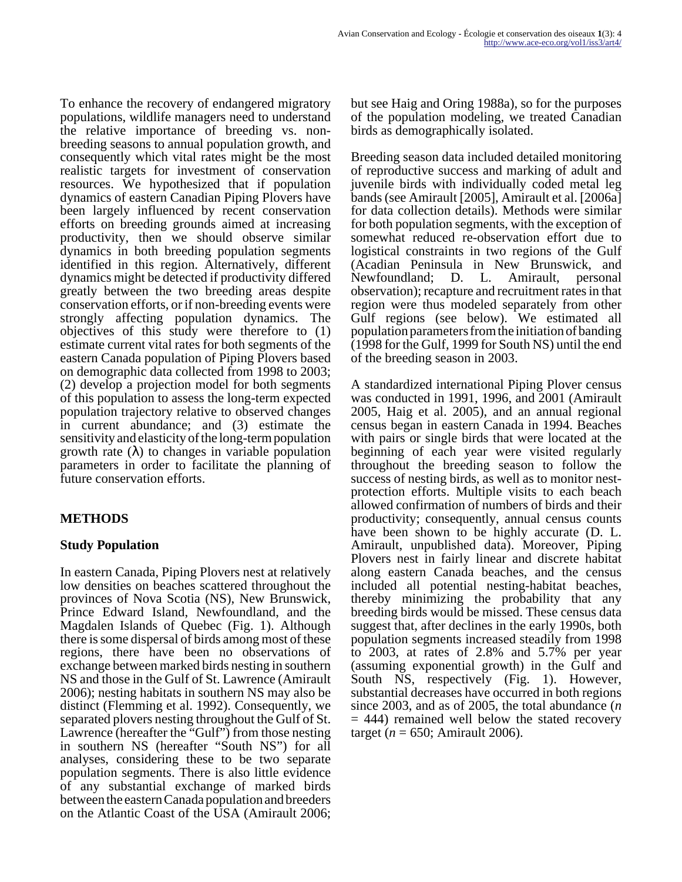To enhance the recovery of endangered migratory populations, wildlife managers need to understand the relative importance of breeding vs. non-breeding seasons to annual population growth, and consequently which vital rates might be the most realistic targets for investment of conservation resources. We hypothesized that if population dynamics of eastern Canadian Piping Plovers have been largely influenced by recent conservation efforts on breeding grounds aimed at increasing productivity, then we should observe similar dynamics in both breeding population segments identified in this region. Alternatively, different dynamics might be detected if productivity differed greatly between the two breeding areas despite conservation efforts, or if non-breeding events were strongly affecting population dynamics. The objectives of this study were therefore to (1) estimate current vital rates for both segments of the eastern Canada population of Piping Plovers based on demographic data collected from 1998 to 2003; (2) develop a projection model for both segments of this population to assess the long-term expected population trajectory relative to observed changes in current abundance; and (3) estimate the sensitivity and elasticity of the long-term population growth rate ($\lambda$) to changes in variable population parameters in order to facilitate the planning of future conservation efforts.

## METHODS

### Study Population

In eastern Canada, Piping Plovers nest at relatively low densities on beaches scattered throughout the provinces of Nova Scotia (NS), New Brunswick, Prince Edward Island, Newfoundland, and the Magdalen Islands of Quebec (Fig. 1). Although there is some dispersal of birds among most of these regions, there have been no observations of exchange between marked birds nesting in southern NS and those in the Gulf of St. Lawrence (Amirault 2006); nesting habitats in southern NS may also be distinct (Flemming et al. 1992). Consequently, we separated plovers nesting throughout the Gulf of St. Lawrence (hereafter the "Gulf") from those nesting in southern NS (hereafter "South NS") for all analyses, considering these to be two separate population segments. There is also little evidence of any substantial exchange of marked birds between the eastern Canada population and breeders on the Atlantic Coast of the USA (Amirault 2006; but see Haig and Oring 1988a), so for the purposes of the population modeling, we treated Canadian birds as demographically isolated.

Breeding season data included detailed monitoring of reproductive success and marking of adult and juvenile birds with individually coded metal leg bands (see Amirault [2005], Amirault et al. [2006a] for data collection details). Methods were similar for both population segments, with the exception of somewhat reduced re-observation effort due to logistical constraints in two regions of the Gulf (Acadian Peninsula in New Brunswick, and Newfoundland; D. L. Amirault, personal observation); recapture and recruitment rates in that region were thus modeled separately from other Gulf regions (see below). We estimated all population parameters from the initiation of banding (1998 for the Gulf, 1999 for South NS) until the end of the breeding season in 2003.

A standardized international Piping Plover census was conducted in 1991, 1996, and 2001 (Amirault 2005, Haig et al. 2005), and an annual regional census began in eastern Canada in 1994. Beaches with pairs or single birds that were located at the beginning of each year were visited regularly throughout the breeding season to follow the success of nesting birds, as well as to monitor nest-protection efforts. Multiple visits to each beach allowed confirmation of numbers of birds and their productivity; consequently, annual census counts have been shown to be highly accurate (D. L. Amirault, unpublished data). Moreover, Piping Plovers nest in fairly linear and discrete habitat along eastern Canada beaches, and the census included all potential nesting-habitat beaches, thereby minimizing the probability that any breeding birds would be missed. These census data suggest that, after declines in the early 1990s, both population segments increased steadily from 1998 to 2003, at rates of 2.8% and 5.7% per year (assuming exponential growth) in the Gulf and South NS, respectively (Fig. 1). However, substantial decreases have occurred in both regions since 2003, and as of 2005, the total abundance ($n = 444$) remained well below the stated recovery target ($n = 650$; Amirault 2006).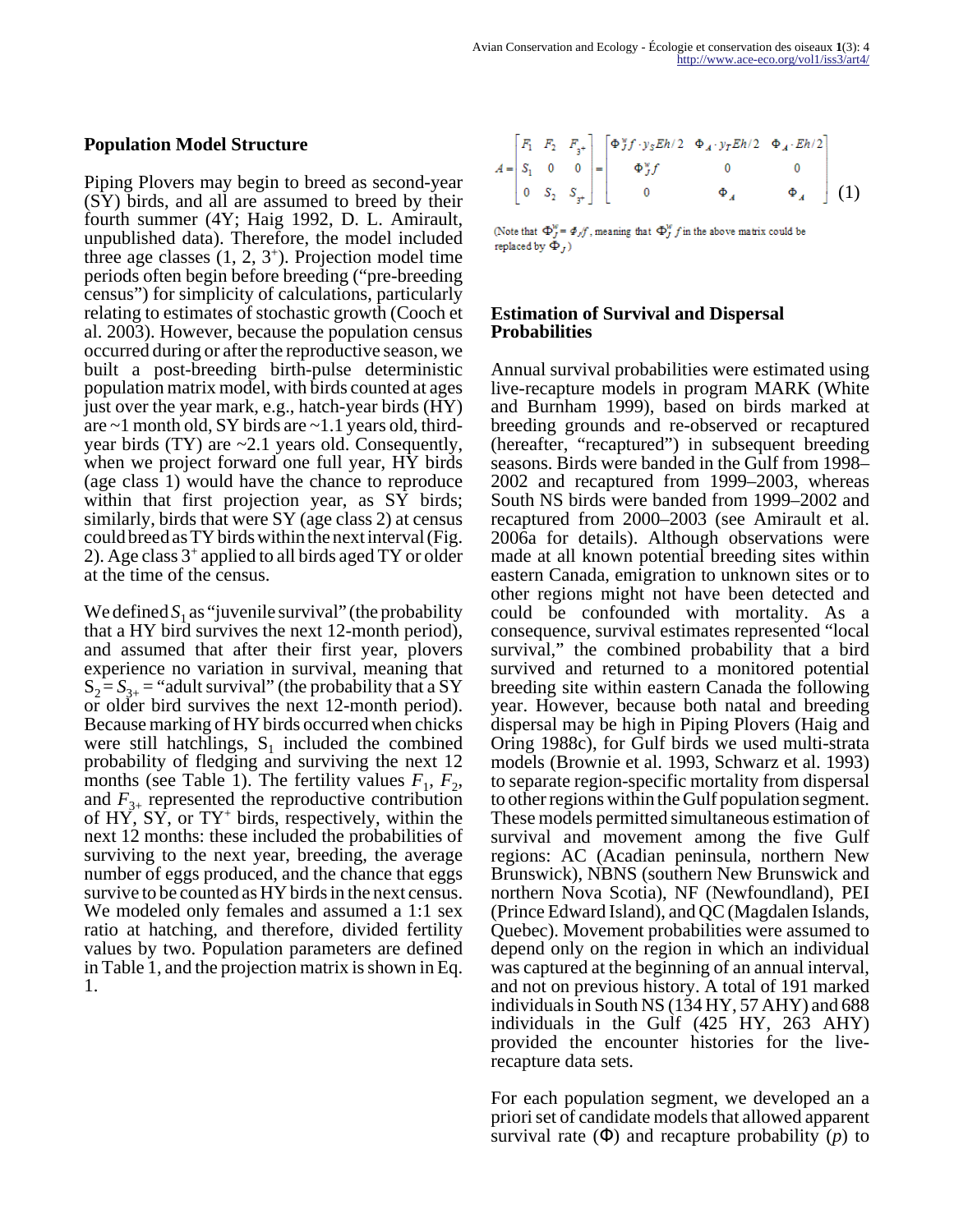## Population Model Structure

Piping Plovers may begin to breed as second-year (SY) birds, and all are assumed to breed by their fourth summer (4Y; Haig 1992, D. L. Amirault, unpublished data). Therefore, the model included three age classes (1, 2, 3$^+$). Projection model time periods often begin before breeding ("pre-breeding census") for simplicity of calculations, particularly relating to estimates of stochastic growth (Cooch et al. 2003). However, because the population census occurred during or after the reproductive season, we built a post-breeding birth-pulse deterministic population matrix model, with birds counted at ages just over the year mark, e.g., hatch-year birds (HY) are ~1 month old, SY birds are ~1.1 years old, third-year birds (TY) are ~2.1 years old. Consequently, when we project forward one full year, HY birds (age class 1) would have the chance to reproduce within that first projection year, as SY birds; similarly, birds that were SY (age class 2) at census could breed as TY birds within the next interval (Fig. 2). Age class 3$^+$ applied to all birds aged TY or older at the time of the census.

We defined $S_1$ as "juvenile survival" (the probability that a HY bird survives the next 12-month period), and assumed that after their first year, plovers experience no variation in survival, meaning that $S_2 = S_{3+}$ = "adult survival" (the probability that a SY or older bird survives the next 12-month period). Because marking of HY birds occurred when chicks were still hatchlings, $S_1$ included the combined probability of fledging and surviving the next 12 months (see Table 1). The fertility values $F_1$, $F_2$, and $F_{3+}$ represented the reproductive contribution of HY, SY, or TY$^+$ birds, respectively, within the next 12 months: these included the probabilities of surviving to the next year, breeding, the average number of eggs produced, and the chance that eggs survive to be counted as HY birds in the next census. We modeled only females and assumed a 1:1 sex ratio at hatching, and therefore, divided fertility values by two. Population parameters are defined in Table 1, and the projection matrix is shown in Eq. 1.

$$A = \begin{bmatrix} F_1 & F_2 & F_{3^+} \\ S_1 & 0 & 0 \\ 0 & S_2 & S_{3^+} \end{bmatrix} = \begin{bmatrix} \Phi_J^w f \cdot y_S Eh/2 & \Phi_A \cdot y_T Eh/2 & \Phi_A \cdot Eh/2 \\ \Phi_J^w f & 0 & 0 \\ 0 & \Phi_A & \Phi_A \end{bmatrix} \quad (1)$$

(Note that $\Phi_J^w = \Phi_J/f$, meaning that $\Phi_J^w f$ in the above matrix could be replaced by $\Phi_J$)

## Estimation of Survival and Dispersal Probabilities

Annual survival probabilities were estimated using live-recapture models in program MARK (White and Burnham 1999), based on birds marked at breeding grounds and re-observed or recaptured (hereafter, "recaptured") in subsequent breeding seasons. Birds were banded in the Gulf from 1998–2002 and recaptured from 1999–2003, whereas South NS birds were banded from 1999–2002 and recaptured from 2000–2003 (see Amirault et al. 2006a for details). Although observations were made at all known potential breeding sites within eastern Canada, emigration to unknown sites or to other regions might not have been detected and could be confounded with mortality. As a consequence, survival estimates represented "local survival," the combined probability that a bird survived and returned to a monitored potential breeding site within eastern Canada the following year. However, because both natal and breeding dispersal may be high in Piping Plovers (Haig and Oring 1988c), for Gulf birds we used multi-strata models (Brownie et al. 1993, Schwarz et al. 1993) to separate region-specific mortality from dispersal to other regions within the Gulf population segment. These models permitted simultaneous estimation of survival and movement among the five Gulf regions: AC (Acadian peninsula, northern New Brunswick), NBNS (southern New Brunswick and northern Nova Scotia), NF (Newfoundland), PEI (Prince Edward Island), and QC (Magdalen Islands, Quebec). Movement probabilities were assumed to depend only on the region in which an individual was captured at the beginning of an annual interval, and not on previous history. A total of 191 marked individuals in South NS (134 HY, 57 AHY) and 688 individuals in the Gulf (425 HY, 263 AHY) provided the encounter histories for the live-recapture data sets.

For each population segment, we developed an a priori set of candidate models that allowed apparent survival rate ($\Phi$) and recapture probability ($p$) to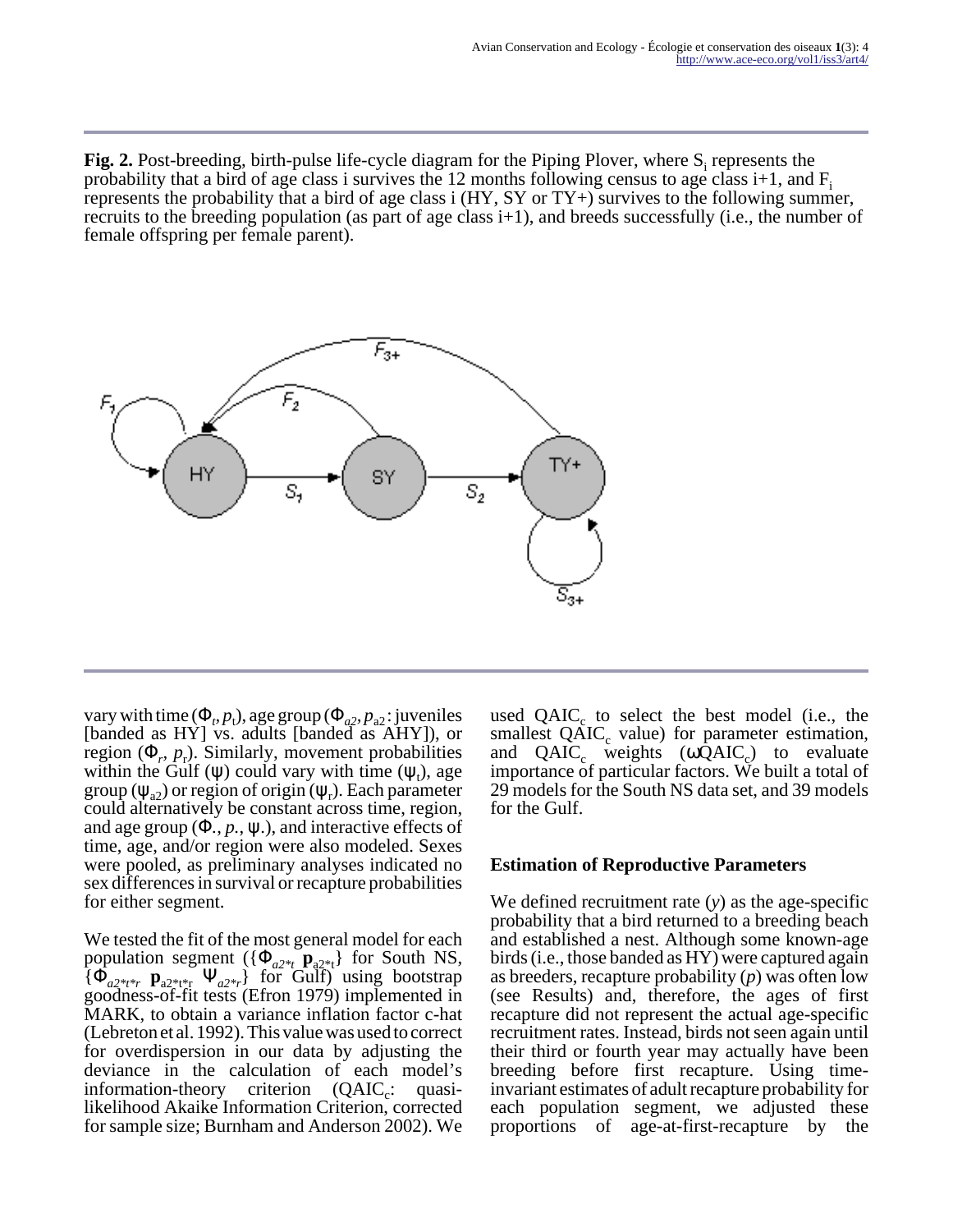**Fig. 2.** Post-breeding, birth-pulse life-cycle diagram for the Piping Plover, where $S_i$ represents the probability that a bird of age class i survives the 12 months following census to age class i+1, and $F_i$ represents the probability that a bird of age class i (HY, SY or TY+) survives to the following summer, recruits to the breeding population (as part of age class i+1), and breeds successfully (i.e., the number of female offspring per female parent).

vary with time ($\Phi_t, p_t$), age group ($\Phi_{a2}, p_{a2}$: juveniles [banded as HY] vs. adults [banded as AHY]), or region ($\Phi_r$, $p_r$). Similarly, movement probabilities within the Gulf ($\psi$) could vary with time ($\psi_t$), age group ($\psi_{a2}$) or region of origin ($\psi_r$). Each parameter could alternatively be constant across time, region, and age group ($\Phi.$, $p.$, $\psi.$), and interactive effects of time, age, and/or region were also modeled. Sexes were pooled, as preliminary analyses indicated no sex differences in survival or recapture probabilities for either segment.

We tested the fit of the most general model for each population segment ({$\Phi_{a2*t}$ $\mathbf{p}_{a2*t}$} for South NS, {$\Phi_{a2*t*r}$ $\mathbf{p}_{a2*t*r}$ $\Psi_{a2*r}$} for Gulf) using bootstrap goodness-of-fit tests (Efron 1979) implemented in MARK, to obtain a variance inflation factor c-hat (Lebreton et al. 1992). This value was used to correct for overdispersion in our data by adjusting the deviance in the calculation of each model's information-theory criterion ($QAIC_c$: quasi-likelihood Akaike Information Criterion, corrected for sample size; Burnham and Anderson 2002). We used $QAIC_c$ to select the best model (i.e., the smallest $QAIC_c$ value) for parameter estimation, and $QAIC_c$ weights ($\omega QAIC_c$) to evaluate importance of particular factors. We built a total of 29 models for the South NS data set, and 39 models for the Gulf.

### Estimation of Reproductive Parameters

We defined recruitment rate ($y$) as the age-specific probability that a bird returned to a breeding beach and established a nest. Although some known-age birds (i.e., those banded as HY) were captured again as breeders, recapture probability ($p$) was often low (see Results) and, therefore, the ages of first recapture did not represent the actual age-specific recruitment rates. Instead, birds not seen again until their third or fourth year may actually have been breeding before first recapture. Using time-invariant estimates of adult recapture probability for each population segment, we adjusted these proportions of age-at-first-recapture by the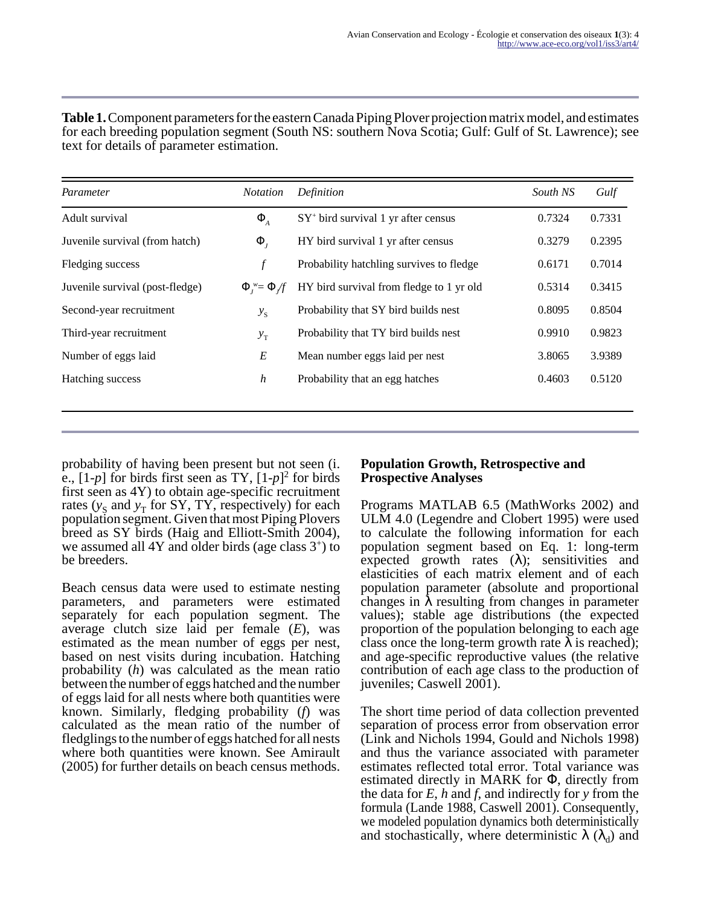**Table 1.** Component parameters for the eastern Canada Piping Plover projection matrix model, and estimates for each breeding population segment (South NS: southern Nova Scotia; Gulf: Gulf of St. Lawrence); see text for details of parameter estimation.

| *Parameter* | *Notation* | *Definition* | *South NS* | *Gulf* |
|---|---|---|---|---|
| Adult survival | $\Phi_A$ | $SY^+$ bird survival 1 yr after census | 0.7324 | 0.7331 |
| Juvenile survival (from hatch) | $\Phi_J$ | HY bird survival 1 yr after census | 0.3279 | 0.2395 |
| Fledging success | $f$ | Probability hatchling survives to fledge | 0.6171 | 0.7014 |
| Juvenile survival (post-fledge) | $\Phi_J^w = \Phi_J/f$ | HY bird survival from fledge to 1 yr old | 0.5314 | 0.3415 |
| Second-year recruitment | $y_S$ | Probability that SY bird builds nest | 0.8095 | 0.8504 |
| Third-year recruitment | $y_T$ | Probability that TY bird builds nest | 0.9910 | 0.9823 |
| Number of eggs laid | $E$ | Mean number eggs laid per nest | 3.8065 | 3.9389 |
| Hatching success | $h$ | Probability that an egg hatches | 0.4603 | 0.5120 |

probability of having been present but not seen (i.e., $[1\text{-}p]$ for birds first seen as TY, $[1\text{-}p]^2$ for birds first seen as 4Y) to obtain age-specific recruitment rates ($y_S$ and $y_T$ for SY, TY, respectively) for each population segment. Given that most Piping Plovers breed as SY birds (Haig and Elliott-Smith 2004), we assumed all 4Y and older birds (age class $3^+$) to be breeders.

Beach census data were used to estimate nesting parameters, and parameters were estimated separately for each population segment. The average clutch size laid per female ($E$), was estimated as the mean number of eggs per nest, based on nest visits during incubation. Hatching probability ($h$) was calculated as the mean ratio between the number of eggs hatched and the number of eggs laid for all nests where both quantities were known. Similarly, fledging probability ($f$) was calculated as the mean ratio of the number of fledglings to the number of eggs hatched for all nests where both quantities were known. See Amirault (2005) for further details on beach census methods.

### Population Growth, Retrospective and Prospective Analyses

Programs MATLAB 6.5 (MathWorks 2002) and ULM 4.0 (Legendre and Clobert 1995) were used to calculate the following information for each population segment based on Eq. 1: long-term expected growth rates ($\lambda$); sensitivities and elasticities of each matrix element and of each population parameter (absolute and proportional changes in $\lambda$ resulting from changes in parameter values); stable age distributions (the expected proportion of the population belonging to each age class once the long-term growth rate $\lambda$ is reached); and age-specific reproductive values (the relative contribution of each age class to the production of juveniles; Caswell 2001).

The short time period of data collection prevented separation of process error from observation error (Link and Nichols 1994, Gould and Nichols 1998) and thus the variance associated with parameter estimates reflected total error. Total variance was estimated directly in MARK for $\Phi$, directly from the data for $E$, $h$ and $f$, and indirectly for $y$ from the formula (Lande 1988, Caswell 2001). Consequently, we modeled population dynamics both deterministically and stochastically, where deterministic $\lambda$ ($\lambda_d$) and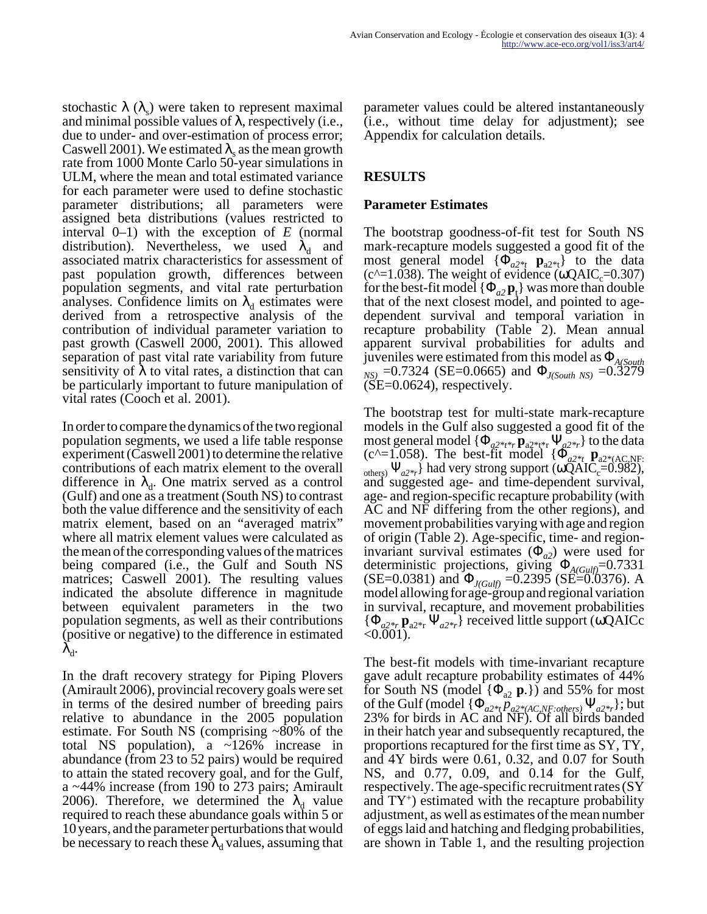stochastic $\lambda$ ($\lambda_s$) were taken to represent maximal and minimal possible values of $\lambda$, respectively (i.e., due to under- and over-estimation of process error; Caswell 2001). We estimated $\lambda_s$ as the mean growth rate from 1000 Monte Carlo 50-year simulations in ULM, where the mean and total estimated variance for each parameter were used to define stochastic parameter distributions; all parameters were assigned beta distributions (values restricted to interval 0–1) with the exception of *E* (normal distribution). Nevertheless, we used $\lambda_d$ and associated matrix characteristics for assessment of past population growth, differences between population segments, and vital rate perturbation analyses. Confidence limits on $\lambda_d$ estimates were derived from a retrospective analysis of the contribution of individual parameter variation to past growth (Caswell 2000, 2001). This allowed separation of past vital rate variability from future sensitivity of $\lambda$ to vital rates, a distinction that can be particularly important to future manipulation of vital rates (Cooch et al. 2001).

In order to compare the dynamics of the two regional population segments, we used a life table response experiment (Caswell 2001) to determine the relative contributions of each matrix element to the overall difference in $\lambda_d$. One matrix served as a control (Gulf) and one as a treatment (South NS) to contrast both the value difference and the sensitivity of each matrix element, based on an "averaged matrix" where all matrix element values were calculated as the mean of the corresponding values of the matrices being compared (i.e., the Gulf and South NS matrices; Caswell 2001). The resulting values indicated the absolute difference in magnitude between equivalent parameters in the two population segments, as well as their contributions (positive or negative) to the difference in estimated $\lambda_d$.

In the draft recovery strategy for Piping Plovers (Amirault 2006), provincial recovery goals were set in terms of the desired number of breeding pairs relative to abundance in the 2005 population estimate. For South NS (comprising ~80% of the total NS population), a ~126% increase in abundance (from 23 to 52 pairs) would be required to attain the stated recovery goal, and for the Gulf, a ~44% increase (from 190 to 273 pairs; Amirault 2006). Therefore, we determined the $\lambda_d$ value required to reach these abundance goals within 5 or 10 years, and the parameter perturbations that would be necessary to reach these $\lambda_d$ values, assuming that parameter values could be altered instantaneously (i.e., without time delay for adjustment); see Appendix for calculation details.

## RESULTS

### Parameter Estimates

The bootstrap goodness-of-fit test for South NS mark-recapture models suggested a good fit of the most general model $\{\Phi_{a2*t}\ \mathbf{p}_{a2*t}\}$ to the data ($\hat{c}$=1.038). The weight of evidence ($\omega$QAIC$_c$=0.307) for the best-fit model $\{\Phi_{a2}\,\mathbf{p}_t\}$ was more than double that of the next closest model, and pointed to age-dependent survival and temporal variation in recapture probability (Table 2). Mean annual apparent survival probabilities for adults and juveniles were estimated from this model as $\Phi_{A(South\ NS)}$ =0.7324 (SE=0.0665) and $\Phi_{J(South\ NS)}$ =0.3279 (SE=0.0624), respectively.

The bootstrap test for multi-state mark-recapture models in the Gulf also suggested a good fit of the most general model $\{\Phi_{a2*t*r}\,\mathbf{p}_{a2*t*r}\,\Psi_{a2*r}\}$ to the data ($\hat{c}$=1.058). The best-fit model $\{\Phi_{a2*t}\ \mathbf{p}_{a2*(AC,NF:others)}\,\Psi_{a2*r}\}$ had very strong support ($\omega$QAIC$_c$=0.982), and suggested age- and time-dependent survival, age- and region-specific recapture probability (with AC and NF differing from the other regions), and movement probabilities varying with age and region of origin (Table 2). Age-specific, time- and region-invariant survival estimates ($\Phi_{a2}$) were used for deterministic projections, giving $\Phi_{A(Gulf)}$=0.7331 (SE=0.0381) and $\Phi_{J(Gulf)}$ =0.2395 (SE=0.0376). A model allowing for age-group and regional variation in survival, recapture, and movement probabilities $\{\Phi_{a2*r}\,\mathbf{p}_{a2*r}\,\Psi_{a2*r}\}$ received little support ($\omega$QAICc <0.001).

The best-fit models with time-invariant recapture gave adult recapture probability estimates of 44% for South NS (model $\{\Phi_{a2}\,\mathbf{p}.\}$) and 55% for most of the Gulf (model $\{\Phi_{a2*t}\,p_{a2*(AC,NF:others)}\,\Psi_{a2*r}\}$; but 23% for birds in AC and NF). Of all birds banded in their hatch year and subsequently recaptured, the proportions recaptured for the first time as SY, TY, and 4Y birds were 0.61, 0.32, and 0.07 for South NS, and 0.77, 0.09, and 0.14 for the Gulf, respectively. The age-specific recruitment rates (SY and TY$^+$) estimated with the recapture probability adjustment, as well as estimates of the mean number of eggs laid and hatching and fledging probabilities, are shown in Table 1, and the resulting projection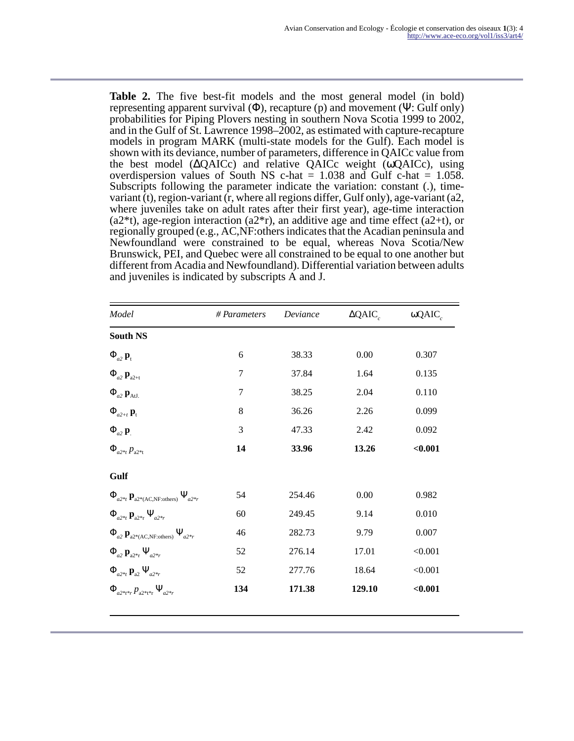**Table 2.** The five best-fit models and the most general model (in bold) representing apparent survival (Φ), recapture (p) and movement (Ψ: Gulf only) probabilities for Piping Plovers nesting in southern Nova Scotia 1999 to 2002, and in the Gulf of St. Lawrence 1998–2002, as estimated with capture-recapture models in program MARK (multi-state models for the Gulf). Each model is shown with its deviance, number of parameters, difference in QAICc value from the best model (ΔQAICc) and relative QAICc weight (ωQAICc), using overdispersion values of South NS c-hat = 1.038 and Gulf c-hat = 1.058. Subscripts following the parameter indicate the variation: constant (.), time-variant (t), region-variant (r, where all regions differ, Gulf only), age-variant (a2, where juveniles take on adult rates after their first year), age-time interaction (a2*t), age-region interaction (a2*r), an additive age and time effect (a2+t), or regionally grouped (e.g., AC,NF:others indicates that the Acadian peninsula and Newfoundland were constrained to be equal, whereas Nova Scotia/New Brunswick, PEI, and Quebec were all constrained to be equal to one another but different from Acadia and Newfoundland). Differential variation between adults and juveniles is indicated by subscripts A and J.

| *Model* | *# Parameters* | *Deviance* | $\Delta QAIC_c$ | $\omega QAIC_c$ |
|---|---|---|---|---|
| **South NS** | | | | |
| $\Phi_{a2}\ \mathbf{p}_{t}$ | 6 | 38.33 | 0.00 | 0.307 |
| $\Phi_{a2}\ \mathbf{p}_{a2+t}$ | 7 | 37.84 | 1.64 | 0.135 |
| $\Phi_{a2}\ \mathbf{p}_{At,J.}$ | 7 | 38.25 | 2.04 | 0.110 |
| $\Phi_{a2+t}\ \mathbf{p}_{t}$ | 8 | 36.26 | 2.26 | 0.099 |
| $\Phi_{a2}\ \mathbf{p}_{.}$ | 3 | 47.33 | 2.42 | 0.092 |
| $\Phi_{a2*t}\ p_{a2*t}$ | **14** | **33.96** | **13.26** | **<0.001** |
| **Gulf** | | | | |
| $\Phi_{a2*t}\ \mathbf{p}_{a2*(AC,NF:others)}\ \Psi_{a2*r}$ | 54 | 254.46 | 0.00 | 0.982 |
| $\Phi_{a2*t}\ \mathbf{p}_{a2*r}\ \Psi_{a2*r}$ | 60 | 249.45 | 9.14 | 0.010 |
| $\Phi_{a2}\ \mathbf{p}_{a2*(AC,NF:others)}\ \Psi_{a2*r}$ | 46 | 282.73 | 9.79 | 0.007 |
| $\Phi_{a2}\ \mathbf{p}_{a2*r}\ \Psi_{a2*r}$ | 52 | 276.14 | 17.01 | <0.001 |
| $\Phi_{a2*t}\ \mathbf{p}_{a2}\ \Psi_{a2*r}$ | 52 | 277.76 | 18.64 | <0.001 |
| $\Phi_{a2*t*r}\ p_{a2*t*r}\ \Psi_{a2*r}$ | **134** | **171.38** | **129.10** | **<0.001** |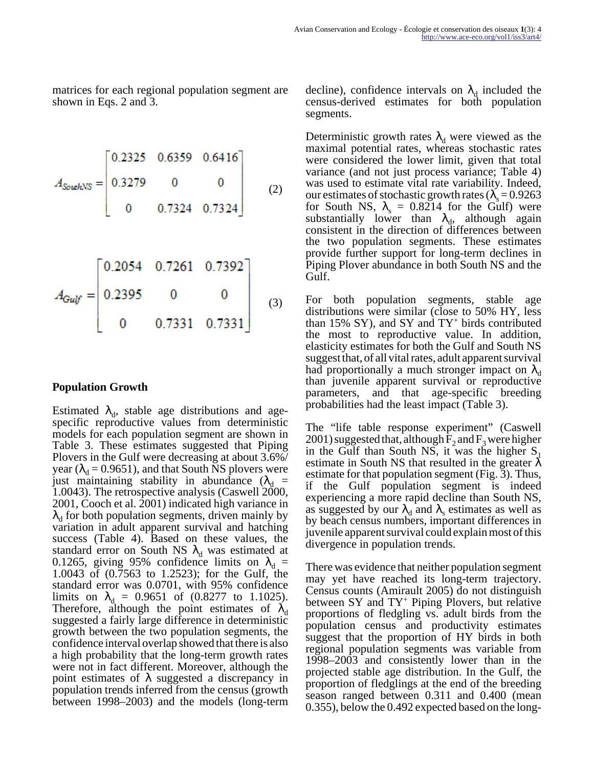matrices for each regional population segment are shown in Eqs. 2 and 3.

$$A_{SouthNS} = \begin{bmatrix} 0.2325 & 0.6359 & 0.6416 \\ 0.3279 & 0 & 0 \\ 0 & 0.7324 & 0.7324 \end{bmatrix} \quad (2)$$

$$A_{Gulf} = \begin{bmatrix} 0.2054 & 0.7261 & 0.7392 \\ 0.2395 & 0 & 0 \\ 0 & 0.7331 & 0.7331 \end{bmatrix} \quad (3)$$

## Population Growth

Estimated $\lambda_d$, stable age distributions and age-specific reproductive values from deterministic models for each population segment are shown in Table 3. These estimates suggested that Piping Plovers in the Gulf were decreasing at about 3.6%/year ($\lambda_d = 0.9651$), and that South NS plovers were just maintaining stability in abundance ($\lambda_d = 1.0043$). The retrospective analysis (Caswell 2000, 2001, Cooch et al. 2001) indicated high variance in $\lambda_d$ for both population segments, driven mainly by variation in adult apparent survival and hatching success (Table 4). Based on these values, the standard error on South NS $\lambda_d$ was estimated at 0.1265, giving 95% confidence limits on $\lambda_d = 1.0043$ of (0.7563 to 1.2523); for the Gulf, the standard error was 0.0701, with 95% confidence limits on $\lambda_d = 0.9651$ of (0.8277 to 1.1025). Therefore, although the point estimates of $\lambda_d$ suggested a fairly large difference in deterministic growth between the two population segments, the confidence interval overlap showed that there is also a high probability that the long-term growth rates were not in fact different. Moreover, although the point estimates of $\lambda$ suggested a discrepancy in population trends inferred from the census (growth between 1998–2003) and the models (long-term decline), confidence intervals on $\lambda_d$ included the census-derived estimates for both population segments.

Deterministic growth rates $\lambda_d$ were viewed as the maximal potential rates, whereas stochastic rates were considered the lower limit, given that total variance (and not just process variance; Table 4) was used to estimate vital rate variability. Indeed, our estimates of stochastic growth rates ($\lambda_s = 0.9263$ for South NS, $\lambda_s = 0.8214$ for the Gulf) were substantially lower than $\lambda_d$, although again consistent in the direction of differences between the two population segments. These estimates provide further support for long-term declines in Piping Plover abundance in both South NS and the Gulf.

For both population segments, stable age distributions were similar (close to 50% HY, less than 15% SY), and SY and TY$^+$ birds contributed the most to reproductive value. In addition, elasticity estimates for both the Gulf and South NS suggest that, of all vital rates, adult apparent survival had proportionally a much stronger impact on $\lambda_d$ than juvenile apparent survival or reproductive parameters, and that age-specific breeding probabilities had the least impact (Table 3).

The "life table response experiment" (Caswell 2001) suggested that, although $F_2$ and $F_3$ were higher in the Gulf than South NS, it was the higher $S_1$ estimate in South NS that resulted in the greater $\lambda$ estimate for that population segment (Fig. 3). Thus, if the Gulf population segment is indeed experiencing a more rapid decline than South NS, as suggested by our $\lambda_d$ and $\lambda_s$ estimates as well as by beach census numbers, important differences in juvenile apparent survival could explain most of this divergence in population trends.

There was evidence that neither population segment may yet have reached its long-term trajectory. Census counts (Amirault 2005) do not distinguish between SY and TY$^+$ Piping Plovers, but relative proportions of fledgling vs. adult birds from the population census and productivity estimates suggest that the proportion of HY birds in both regional population segments was variable from 1998–2003 and consistently lower than in the projected stable age distribution. In the Gulf, the proportion of fledglings at the end of the breeding season ranged between 0.311 and 0.400 (mean 0.355), below the 0.492 expected based on the long-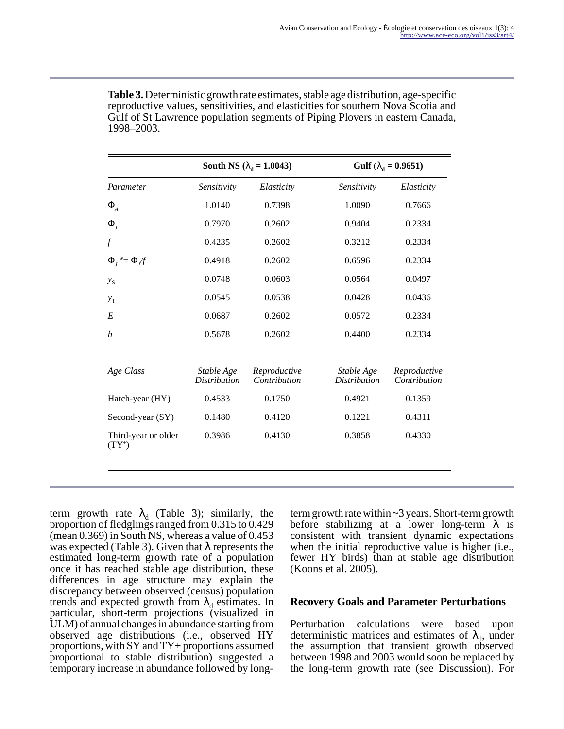**Table 3.** Deterministic growth rate estimates, stable age distribution, age-specific reproductive values, sensitivities, and elasticities for southern Nova Scotia and Gulf of St Lawrence population segments of Piping Plovers in eastern Canada, 1998–2003.

| | South NS ($\lambda_d$ = 1.0043) | | Gulf ($\lambda_d$ = 0.9651) | |
|---|---|---|---|---|
| *Parameter* | *Sensitivity* | *Elasticity* | *Sensitivity* | *Elasticity* |
| $\Phi_A$ | 1.0140 | 0.7398 | 1.0090 | 0.7666 |
| $\Phi_J$ | 0.7970 | 0.2602 | 0.9404 | 0.2334 |
| $f$ | 0.4235 | 0.2602 | 0.3212 | 0.2334 |
| $\Phi_J^{\,w} = \Phi_J/f$ | 0.4918 | 0.2602 | 0.6596 | 0.2334 |
| $y_S$ | 0.0748 | 0.0603 | 0.0564 | 0.0497 |
| $y_T$ | 0.0545 | 0.0538 | 0.0428 | 0.0436 |
| $E$ | 0.0687 | 0.2602 | 0.0572 | 0.2334 |
| $h$ | 0.5678 | 0.2602 | 0.4400 | 0.2334 |
| *Age Class* | *Stable Age Distribution* | *Reproductive Contribution* | *Stable Age Distribution* | *Reproductive Contribution* |
| Hatch-year (HY) | 0.4533 | 0.1750 | 0.4921 | 0.1359 |
| Second-year (SY) | 0.1480 | 0.4120 | 0.1221 | 0.4311 |
| Third-year or older ($TY^+$) | 0.3986 | 0.4130 | 0.3858 | 0.4330 |

term growth rate $\lambda_d$ (Table 3); similarly, the proportion of fledglings ranged from 0.315 to 0.429 (mean 0.369) in South NS, whereas a value of 0.453 was expected (Table 3). Given that $\lambda$ represents the estimated long-term growth rate of a population once it has reached stable age distribution, these differences in age structure may explain the discrepancy between observed (census) population trends and expected growth from $\lambda_d$ estimates. In particular, short-term projections (visualized in ULM) of annual changes in abundance starting from observed age distributions (i.e., observed HY proportions, with SY and TY+ proportions assumed proportional to stable distribution) suggested a temporary increase in abundance followed by long-term growth rate within ~3 years. Short-term growth before stabilizing at a lower long-term $\lambda$ is consistent with transient dynamic expectations when the initial reproductive value is higher (i.e., fewer HY birds) than at stable age distribution (Koons et al. 2005).

## Recovery Goals and Parameter Perturbations

Perturbation calculations were based upon deterministic matrices and estimates of $\lambda_d$, under the assumption that transient growth observed between 1998 and 2003 would soon be replaced by the long-term growth rate (see Discussion). For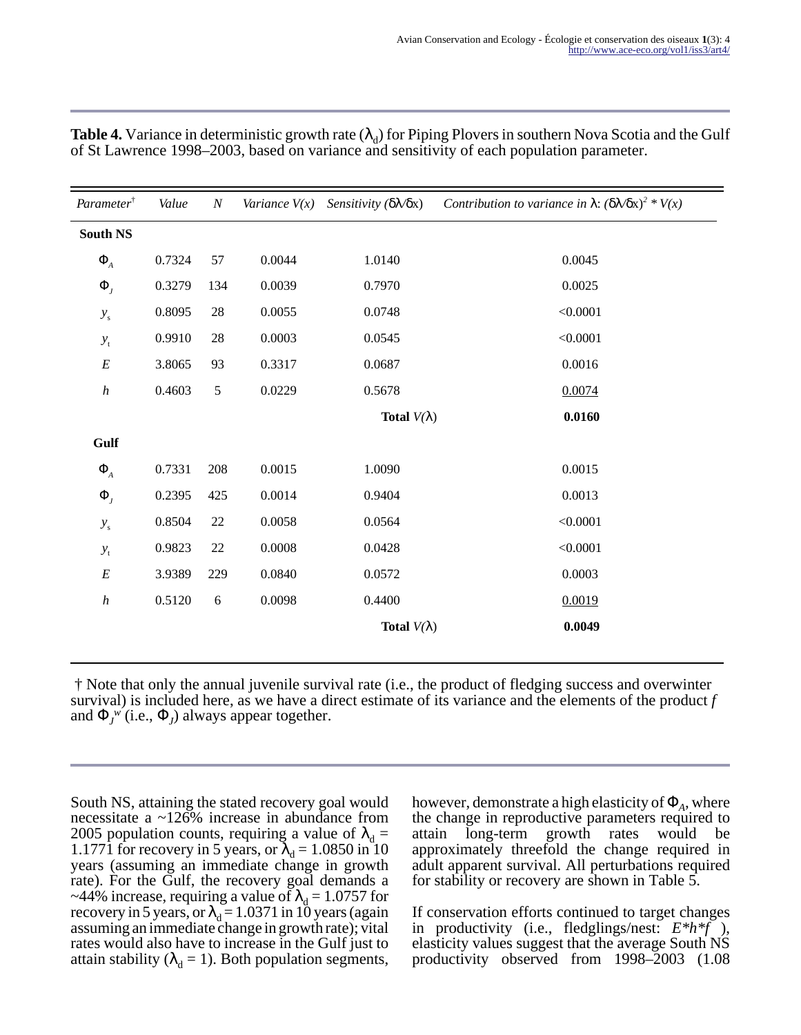**Table 4.** Variance in deterministic growth rate ($\lambda_d$) for Piping Plovers in southern Nova Scotia and the Gulf of St Lawrence 1998–2003, based on variance and sensitivity of each population parameter.

| *Parameter*[†] | *Value* | *N* | *Variance V(x)* | *Sensitivity* ($\delta\lambda/\delta x$) | *Contribution to variance in* $\lambda$: $(\delta\lambda/\delta x)^2 * V(x)$ |
|---|---|---|---|---|---|
| **South NS** | | | | | |
| $\Phi_A$ | 0.7324 | 57 | 0.0044 | 1.0140 | 0.0045 |
| $\Phi_J$ | 0.3279 | 134 | 0.0039 | 0.7970 | 0.0025 |
| $y_s$ | 0.8095 | 28 | 0.0055 | 0.0748 | <0.0001 |
| $y_t$ | 0.9910 | 28 | 0.0003 | 0.0545 | <0.0001 |
| $E$ | 3.8065 | 93 | 0.3317 | 0.0687 | 0.0016 |
| $h$ | 0.4603 | 5 | 0.0229 | 0.5678 | 0.0074 |
| | | | | **Total** $V(\lambda)$ | **0.0160** |
| **Gulf** | | | | | |
| $\Phi_A$ | 0.7331 | 208 | 0.0015 | 1.0090 | 0.0015 |
| $\Phi_J$ | 0.2395 | 425 | 0.0014 | 0.9404 | 0.0013 |
| $y_s$ | 0.8504 | 22 | 0.0058 | 0.0564 | <0.0001 |
| $y_t$ | 0.9823 | 22 | 0.0008 | 0.0428 | <0.0001 |
| $E$ | 3.9389 | 229 | 0.0840 | 0.0572 | 0.0003 |
| $h$ | 0.5120 | 6 | 0.0098 | 0.4400 | 0.0019 |
| | | | | **Total** $V(\lambda)$ | **0.0049** |

† Note that only the annual juvenile survival rate (i.e., the product of fledging success and overwinter survival) is included here, as we have a direct estimate of its variance and the elements of the product $f$ and $\Phi_J^w$ (i.e., $\Phi_J$) always appear together.

South NS, attaining the stated recovery goal would necessitate a ~126% increase in abundance from 2005 population counts, requiring a value of $\lambda_d$ = 1.1771 for recovery in 5 years, or $\lambda_d$ = 1.0850 in 10 years (assuming an immediate change in growth rate). For the Gulf, the recovery goal demands a ~44% increase, requiring a value of $\lambda_d$ = 1.0757 for recovery in 5 years, or $\lambda_d$ = 1.0371 in 10 years (again assuming an immediate change in growth rate); vital rates would also have to increase in the Gulf just to attain stability ($\lambda_d$ = 1). Both population segments, however, demonstrate a high elasticity of $\Phi_A$, where the change in reproductive parameters required to attain long-term growth rates would be approximately threefold the change required in adult apparent survival. All perturbations required for stability or recovery are shown in Table 5.

If conservation efforts continued to target changes in productivity (i.e., fledglings/nest: $E*h*f$ ), elasticity values suggest that the average South NS productivity observed from 1998–2003 (1.08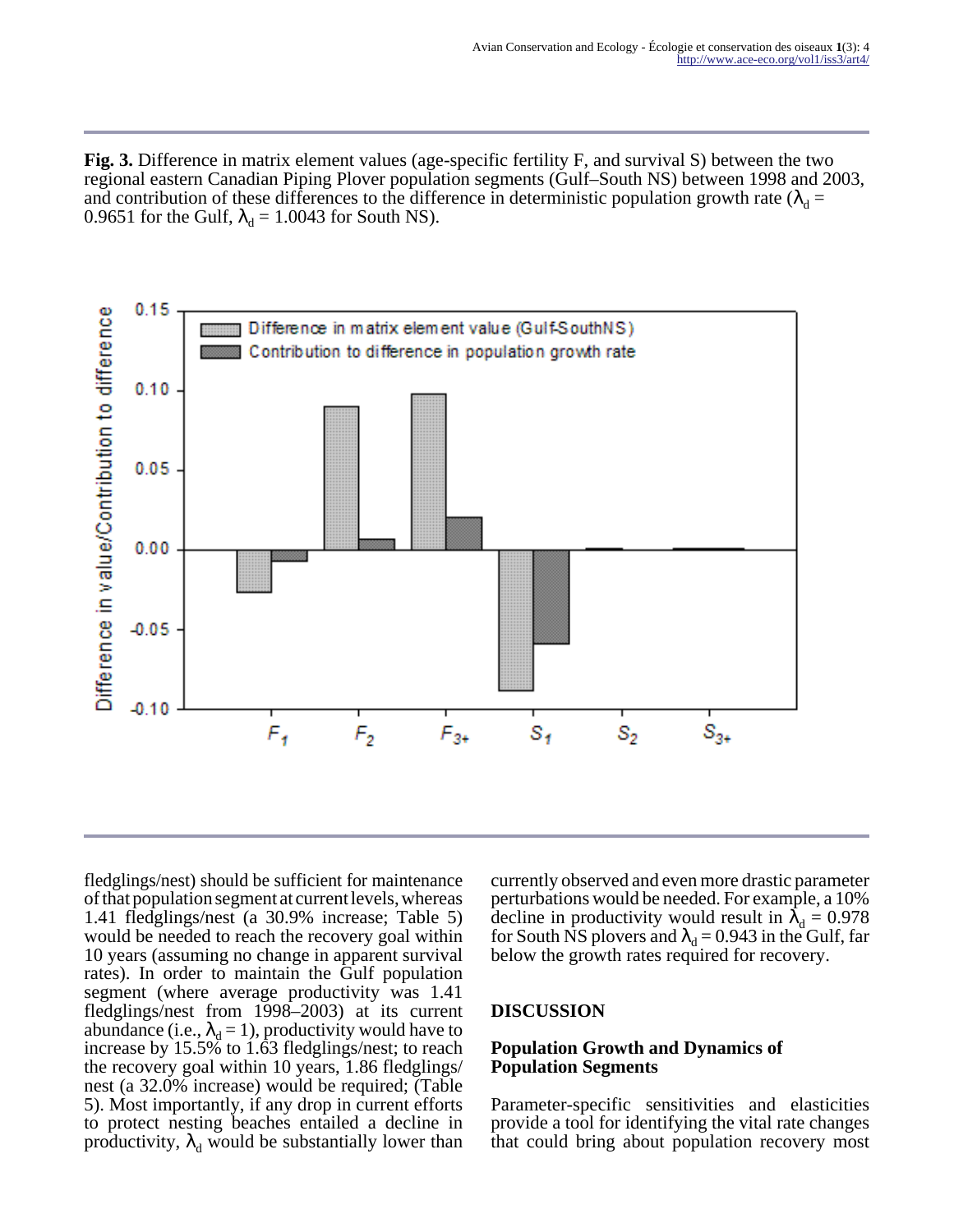**Fig. 3.** Difference in matrix element values (age-specific fertility F, and survival S) between the two regional eastern Canadian Piping Plover population segments (Gulf–South NS) between 1998 and 2003, and contribution of these differences to the difference in deterministic population growth rate ($\lambda_d$ = 0.9651 for the Gulf, $\lambda_d$ = 1.0043 for South NS).

fledglings/nest) should be sufficient for maintenance of that population segment at current levels, whereas 1.41 fledglings/nest (a 30.9% increase; Table 5) would be needed to reach the recovery goal within 10 years (assuming no change in apparent survival rates). In order to maintain the Gulf population segment (where average productivity was 1.41 fledglings/nest from 1998–2003) at its current abundance (i.e., $\lambda_d = 1$), productivity would have to increase by 15.5% to 1.63 fledglings/nest; to reach the recovery goal within 10 years, 1.86 fledglings/nest (a 32.0% increase) would be required; (Table 5). Most importantly, if any drop in current efforts to protect nesting beaches entailed a decline in productivity, $\lambda_d$ would be substantially lower than currently observed and even more drastic parameter perturbations would be needed. For example, a 10% decline in productivity would result in $\lambda_d = 0.978$ for South NS plovers and $\lambda_d = 0.943$ in the Gulf, far below the growth rates required for recovery.

## DISCUSSION

### Population Growth and Dynamics of Population Segments

Parameter-specific sensitivities and elasticities provide a tool for identifying the vital rate changes that could bring about population recovery most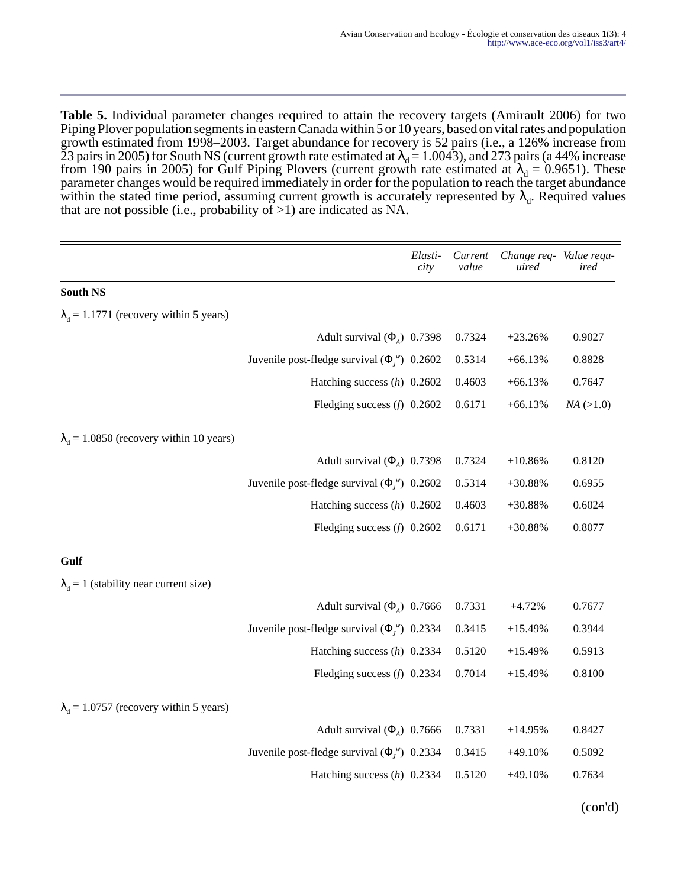**Table 5.** Individual parameter changes required to attain the recovery targets (Amirault 2006) for two Piping Plover population segments in eastern Canada within 5 or 10 years, based on vital rates and population growth estimated from 1998–2003. Target abundance for recovery is 52 pairs (i.e., a 126% increase from 23 pairs in 2005) for South NS (current growth rate estimated at $\lambda_d = 1.0043$), and 273 pairs (a 44% increase from 190 pairs in 2005) for Gulf Piping Plovers (current growth rate estimated at $\lambda_d = 0.9651$). These parameter changes would be required immediately in order for the population to reach the target abundance within the stated time period, assuming current growth is accurately represented by $\lambda_d$. Required values that are not possible (i.e., probability of >1) are indicated as NA.

| | *Elasticity* | *Current value* | *Change required* | *Value required* |
|---|---|---|---|---|
| **South NS** | | | | |
| $\lambda_d = 1.1771$ (recovery within 5 years) | | | | |
| Adult survival ($\Phi_A$) | 0.7398 | 0.7324 | +23.26% | 0.9027 |
| Juvenile post-fledge survival ($\Phi_J^w$) | 0.2602 | 0.5314 | +66.13% | 0.8828 |
| Hatching success (*h*) | 0.2602 | 0.4603 | +66.13% | 0.7647 |
| Fledging success (*f*) | 0.2602 | 0.6171 | +66.13% | *NA* (>1.0) |
| $\lambda_d = 1.0850$ (recovery within 10 years) | | | | |
| Adult survival ($\Phi_A$) | 0.7398 | 0.7324 | +10.86% | 0.8120 |
| Juvenile post-fledge survival ($\Phi_J^w$) | 0.2602 | 0.5314 | +30.88% | 0.6955 |
| Hatching success (*h*) | 0.2602 | 0.4603 | +30.88% | 0.6024 |
| Fledging success (*f*) | 0.2602 | 0.6171 | +30.88% | 0.8077 |
| **Gulf** | | | | |
| $\lambda_d = 1$ (stability near current size) | | | | |
| Adult survival ($\Phi_A$) | 0.7666 | 0.7331 | +4.72% | 0.7677 |
| Juvenile post-fledge survival ($\Phi_J^w$) | 0.2334 | 0.3415 | +15.49% | 0.3944 |
| Hatching success (*h*) | 0.2334 | 0.5120 | +15.49% | 0.5913 |
| Fledging success (*f*) | 0.2334 | 0.7014 | +15.49% | 0.8100 |
| $\lambda_d = 1.0757$ (recovery within 5 years) | | | | |
| Adult survival ($\Phi_A$) | 0.7666 | 0.7331 | +14.95% | 0.8427 |
| Juvenile post-fledge survival ($\Phi_J^w$) | 0.2334 | 0.3415 | +49.10% | 0.5092 |
| Hatching success (*h*) | 0.2334 | 0.5120 | +49.10% | 0.7634 |

(con'd)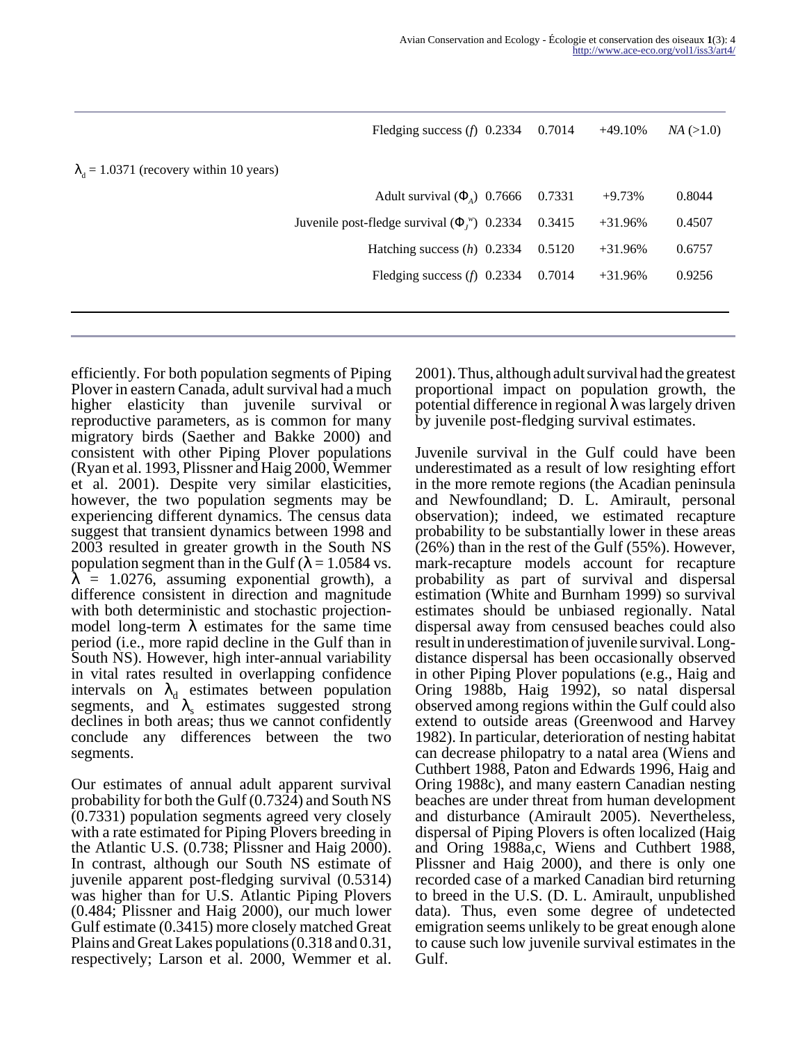| | | | | |
|---|---|---|---|---|
| | Fledging success ($f$) | 0.2334 | 0.7014 | +49.10% | *NA* (>1.0) |
| $\lambda_d$ = 1.0371 (recovery within 10 years) | | | | | |
| | Adult survival ($\Phi_A$) | 0.7666 | 0.7331 | +9.73% | 0.8044 |
| | Juvenile post-fledge survival ($\Phi_J^w$) | 0.2334 | 0.3415 | +31.96% | 0.4507 |
| | Hatching success ($h$) | 0.2334 | 0.5120 | +31.96% | 0.6757 |
| | Fledging success ($f$) | 0.2334 | 0.7014 | +31.96% | 0.9256 |

efficiently. For both population segments of Piping Plover in eastern Canada, adult survival had a much higher elasticity than juvenile survival or reproductive parameters, as is common for many migratory birds (Saether and Bakke 2000) and consistent with other Piping Plover populations (Ryan et al. 1993, Plissner and Haig 2000, Wemmer et al. 2001). Despite very similar elasticities, however, the two population segments may be experiencing different dynamics. The census data suggest that transient dynamics between 1998 and 2003 resulted in greater growth in the South NS population segment than in the Gulf ($\lambda$ = 1.0584 vs. $\lambda$ = 1.0276, assuming exponential growth), a difference consistent in direction and magnitude with both deterministic and stochastic projection-model long-term $\lambda$ estimates for the same time period (i.e., more rapid decline in the Gulf than in South NS). However, high inter-annual variability in vital rates resulted in overlapping confidence intervals on $\lambda_d$ estimates between population segments, and $\lambda_s$ estimates suggested strong declines in both areas; thus we cannot confidently conclude any differences between the two segments.

Our estimates of annual adult apparent survival probability for both the Gulf (0.7324) and South NS (0.7331) population segments agreed very closely with a rate estimated for Piping Plovers breeding in the Atlantic U.S. (0.738; Plissner and Haig 2000). In contrast, although our South NS estimate of juvenile apparent post-fledging survival (0.5314) was higher than for U.S. Atlantic Piping Plovers (0.484; Plissner and Haig 2000), our much lower Gulf estimate (0.3415) more closely matched Great Plains and Great Lakes populations (0.318 and 0.31, respectively; Larson et al. 2000, Wemmer et al. 2001). Thus, although adult survival had the greatest proportional impact on population growth, the potential difference in regional $\lambda$ was largely driven by juvenile post-fledging survival estimates.

Juvenile survival in the Gulf could have been underestimated as a result of low resighting effort in the more remote regions (the Acadian peninsula and Newfoundland; D. L. Amirault, personal observation); indeed, we estimated recapture probability to be substantially lower in these areas (26%) than in the rest of the Gulf (55%). However, mark-recapture models account for recapture probability as part of survival and dispersal estimation (White and Burnham 1999) so survival estimates should be unbiased regionally. Natal dispersal away from censused beaches could also result in underestimation of juvenile survival. Long-distance dispersal has been occasionally observed in other Piping Plover populations (e.g., Haig and Oring 1988b, Haig 1992), so natal dispersal observed among regions within the Gulf could also extend to outside areas (Greenwood and Harvey 1982). In particular, deterioration of nesting habitat can decrease philopatry to a natal area (Wiens and Cuthbert 1988, Paton and Edwards 1996, Haig and Oring 1988c), and many eastern Canadian nesting beaches are under threat from human development and disturbance (Amirault 2005). Nevertheless, dispersal of Piping Plovers is often localized (Haig and Oring 1988a,c, Wiens and Cuthbert 1988, Plissner and Haig 2000), and there is only one recorded case of a marked Canadian bird returning to breed in the U.S. (D. L. Amirault, unpublished data). Thus, even some degree of undetected emigration seems unlikely to be great enough alone to cause such low juvenile survival estimates in the Gulf.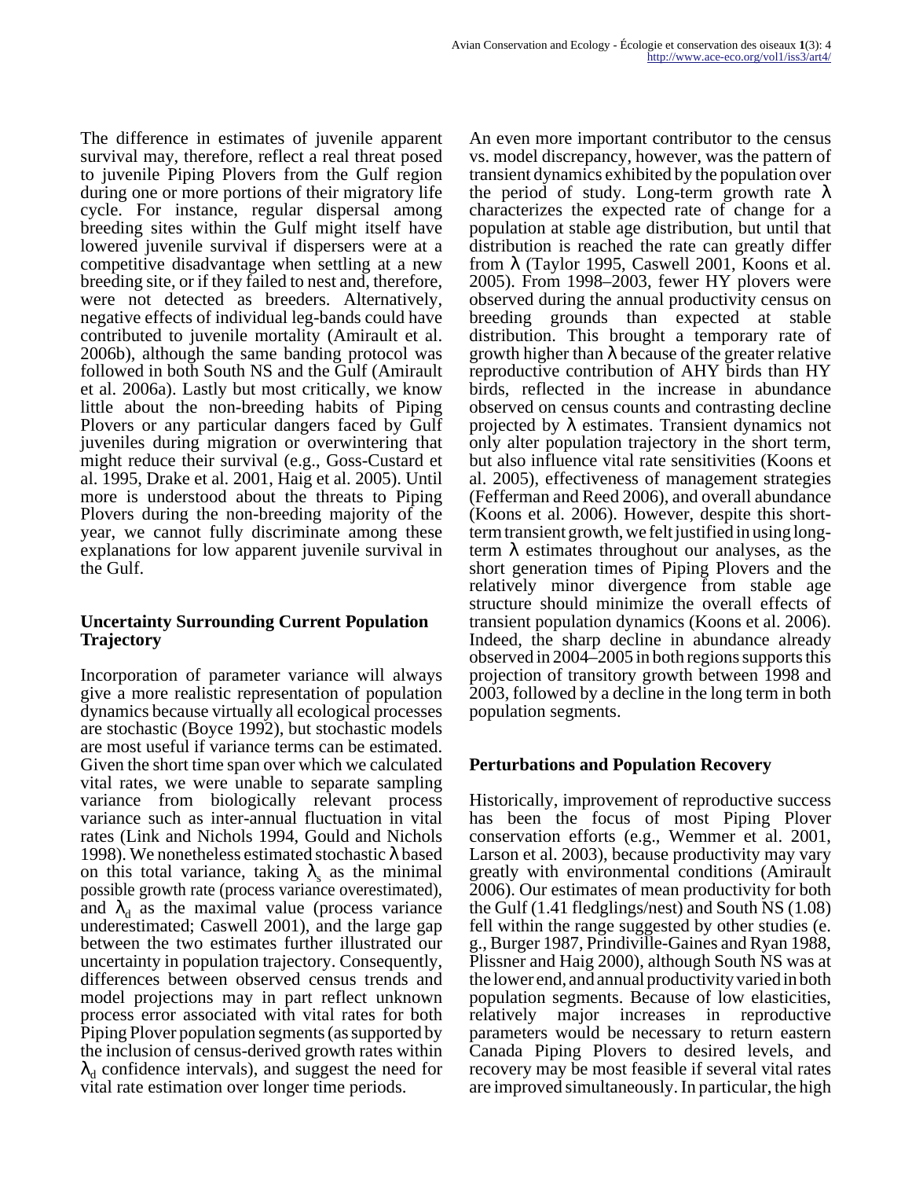The difference in estimates of juvenile apparent survival may, therefore, reflect a real threat posed to juvenile Piping Plovers from the Gulf region during one or more portions of their migratory life cycle. For instance, regular dispersal among breeding sites within the Gulf might itself have lowered juvenile survival if dispersers were at a competitive disadvantage when settling at a new breeding site, or if they failed to nest and, therefore, were not detected as breeders. Alternatively, negative effects of individual leg-bands could have contributed to juvenile mortality (Amirault et al. 2006b), although the same banding protocol was followed in both South NS and the Gulf (Amirault et al. 2006a). Lastly but most critically, we know little about the non-breeding habits of Piping Plovers or any particular dangers faced by Gulf juveniles during migration or overwintering that might reduce their survival (e.g., Goss-Custard et al. 1995, Drake et al. 2001, Haig et al. 2005). Until more is understood about the threats to Piping Plovers during the non-breeding majority of the year, we cannot fully discriminate among these explanations for low apparent juvenile survival in the Gulf.

### Uncertainty Surrounding Current Population Trajectory

Incorporation of parameter variance will always give a more realistic representation of population dynamics because virtually all ecological processes are stochastic (Boyce 1992), but stochastic models are most useful if variance terms can be estimated. Given the short time span over which we calculated vital rates, we were unable to separate sampling variance from biologically relevant process variance such as inter-annual fluctuation in vital rates (Link and Nichols 1994, Gould and Nichols 1998). We nonetheless estimated stochastic $\lambda$ based on this total variance, taking $\lambda_s$ as the minimal possible growth rate (process variance overestimated), and $\lambda_d$ as the maximal value (process variance underestimated; Caswell 2001), and the large gap between the two estimates further illustrated our uncertainty in population trajectory. Consequently, differences between observed census trends and model projections may in part reflect unknown process error associated with vital rates for both Piping Plover population segments (as supported by the inclusion of census-derived growth rates within $\lambda_d$ confidence intervals), and suggest the need for vital rate estimation over longer time periods.

An even more important contributor to the census vs. model discrepancy, however, was the pattern of transient dynamics exhibited by the population over the period of study. Long-term growth rate $\lambda$ characterizes the expected rate of change for a population at stable age distribution, but until that distribution is reached the rate can greatly differ from $\lambda$ (Taylor 1995, Caswell 2001, Koons et al. 2005). From 1998–2003, fewer HY plovers were observed during the annual productivity census on breeding grounds than expected at stable distribution. This brought a temporary rate of growth higher than $\lambda$ because of the greater relative reproductive contribution of AHY birds than HY birds, reflected in the increase in abundance observed on census counts and contrasting decline projected by $\lambda$ estimates. Transient dynamics not only alter population trajectory in the short term, but also influence vital rate sensitivities (Koons et al. 2005), effectiveness of management strategies (Fefferman and Reed 2006), and overall abundance (Koons et al. 2006). However, despite this short-term transient growth, we felt justified in using long-term $\lambda$ estimates throughout our analyses, as the short generation times of Piping Plovers and the relatively minor divergence from stable age structure should minimize the overall effects of transient population dynamics (Koons et al. 2006). Indeed, the sharp decline in abundance already observed in 2004–2005 in both regions supports this projection of transitory growth between 1998 and 2003, followed by a decline in the long term in both population segments.

### Perturbations and Population Recovery

Historically, improvement of reproductive success has been the focus of most Piping Plover conservation efforts (e.g., Wemmer et al. 2001, Larson et al. 2003), because productivity may vary greatly with environmental conditions (Amirault 2006). Our estimates of mean productivity for both the Gulf (1.41 fledglings/nest) and South NS (1.08) fell within the range suggested by other studies (e. g., Burger 1987, Prindiville-Gaines and Ryan 1988, Plissner and Haig 2000), although South NS was at the lower end, and annual productivity varied in both population segments. Because of low elasticities, relatively major increases in reproductive parameters would be necessary to return eastern Canada Piping Plovers to desired levels, and recovery may be most feasible if several vital rates are improved simultaneously. In particular, the high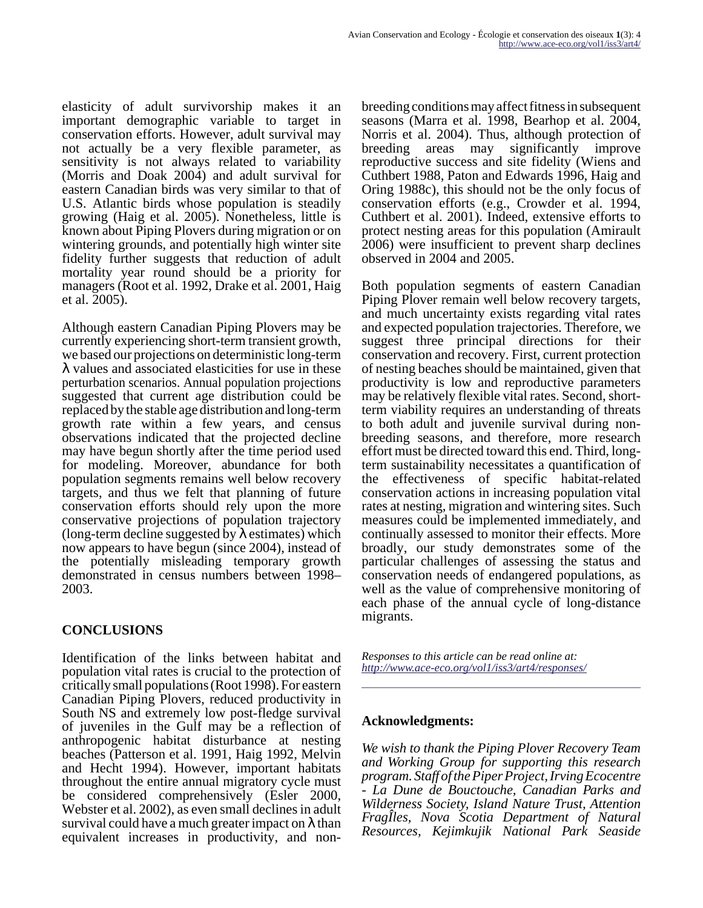elasticity of adult survivorship makes it an important demographic variable to target in conservation efforts. However, adult survival may not actually be a very flexible parameter, as sensitivity is not always related to variability (Morris and Doak 2004) and adult survival for eastern Canadian birds was very similar to that of U.S. Atlantic birds whose population is steadily growing (Haig et al. 2005). Nonetheless, little is known about Piping Plovers during migration or on wintering grounds, and potentially high winter site fidelity further suggests that reduction of adult mortality year round should be a priority for managers (Root et al. 1992, Drake et al. 2001, Haig et al. 2005).

Although eastern Canadian Piping Plovers may be currently experiencing short-term transient growth, we based our projections on deterministic long-term $\lambda$ values and associated elasticities for use in these perturbation scenarios. Annual population projections suggested that current age distribution could be replaced by the stable age distribution and long-term growth rate within a few years, and census observations indicated that the projected decline may have begun shortly after the time period used for modeling. Moreover, abundance for both population segments remains well below recovery targets, and thus we felt that planning of future conservation efforts should rely upon the more conservative projections of population trajectory (long-term decline suggested by $\lambda$ estimates) which now appears to have begun (since 2004), instead of the potentially misleading temporary growth demonstrated in census numbers between 1998–2003.

## CONCLUSIONS

Identification of the links between habitat and population vital rates is crucial to the protection of critically small populations (Root 1998). For eastern Canadian Piping Plovers, reduced productivity in South NS and extremely low post-fledge survival of juveniles in the Gulf may be a reflection of anthropogenic habitat disturbance at nesting beaches (Patterson et al. 1991, Haig 1992, Melvin and Hecht 1994). However, important habitats throughout the entire annual migratory cycle must be considered comprehensively (Esler 2000, Webster et al. 2002), as even small declines in adult survival could have a much greater impact on $\lambda$ than equivalent increases in productivity, and non-breeding conditions may affect fitness in subsequent seasons (Marra et al. 1998, Bearhop et al. 2004, Norris et al. 2004). Thus, although protection of breeding areas may significantly improve reproductive success and site fidelity (Wiens and Cuthbert 1988, Paton and Edwards 1996, Haig and Oring 1988c), this should not be the only focus of conservation efforts (e.g., Crowder et al. 1994, Cuthbert et al. 2001). Indeed, extensive efforts to protect nesting areas for this population (Amirault 2006) were insufficient to prevent sharp declines observed in 2004 and 2005.

Both population segments of eastern Canadian Piping Plover remain well below recovery targets, and much uncertainty exists regarding vital rates and expected population trajectories. Therefore, we suggest three principal directions for their conservation and recovery. First, current protection of nesting beaches should be maintained, given that productivity is low and reproductive parameters may be relatively flexible vital rates. Second, short-term viability requires an understanding of threats to both adult and juvenile survival during non-breeding seasons, and therefore, more research effort must be directed toward this end. Third, long-term sustainability necessitates a quantification of the effectiveness of specific habitat-related conservation actions in increasing population vital rates at nesting, migration and wintering sites. Such measures could be implemented immediately, and continually assessed to monitor their effects. More broadly, our study demonstrates some of the particular challenges of assessing the status and conservation needs of endangered populations, as well as the value of comprehensive monitoring of each phase of the annual cycle of long-distance migrants.

*Responses to this article can be read online at:* *http://www.ace-eco.org/vol1/iss3/art4/responses/*

## Acknowledgments:

*We wish to thank the Piping Plover Recovery Team and Working Group for supporting this research program. Staff of the Piper Project, Irving Ecocentre - La Dune de Bouctouche, Canadian Parks and Wilderness Society, Island Nature Trust, Attention FragÎles, Nova Scotia Department of Natural Resources, Kejimkujik National Park Seaside*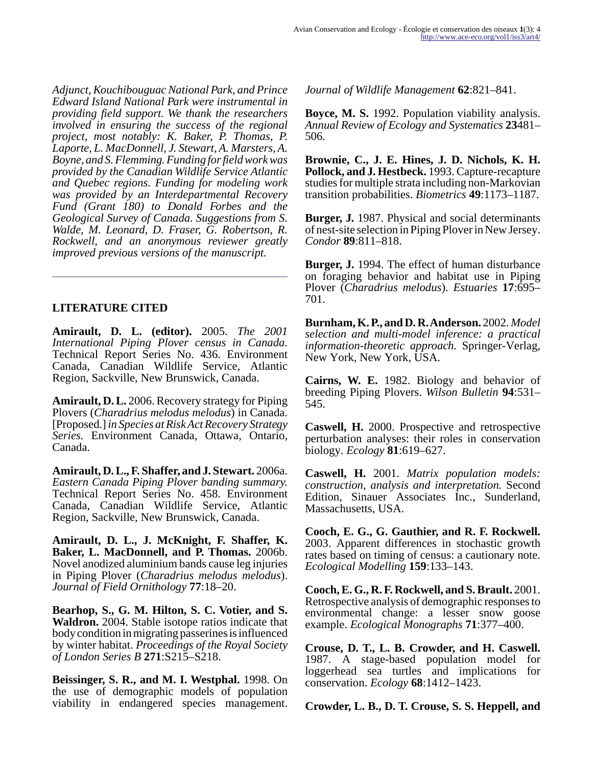*Adjunct, Kouchibouguac National Park, and Prince Edward Island National Park were instrumental in providing field support. We thank the researchers involved in ensuring the success of the regional project, most notably: K. Baker, P. Thomas, P. Laporte, L. MacDonnell, J. Stewart, A. Marsters, A. Boyne, and S. Flemming. Funding for field work was provided by the Canadian Wildlife Service Atlantic and Quebec regions. Funding for modeling work was provided by an Interdepartmental Recovery Fund (Grant 180) to Donald Forbes and the Geological Survey of Canada. Suggestions from S. Walde, M. Leonard, D. Fraser, G. Robertson, R. Rockwell, and an anonymous reviewer greatly improved previous versions of the manuscript.*

## LITERATURE CITED

**Amirault, D. L. (editor).** 2005. *The 2001 International Piping Plover census in Canada.* Technical Report Series No. 436. Environment Canada, Canadian Wildlife Service, Atlantic Region, Sackville, New Brunswick, Canada.

**Amirault, D. L.** 2006. Recovery strategy for Piping Plovers (*Charadrius melodus melodus*) in Canada. [Proposed.] *in Species at Risk Act Recovery Strategy Series.* Environment Canada, Ottawa, Ontario, Canada.

**Amirault, D. L., F. Shaffer, and J. Stewart.** 2006a. *Eastern Canada Piping Plover banding summary.* Technical Report Series No. 458. Environment Canada, Canadian Wildlife Service, Atlantic Region, Sackville, New Brunswick, Canada.

**Amirault, D. L., J. McKnight, F. Shaffer, K. Baker, L. MacDonnell, and P. Thomas.** 2006b. Novel anodized aluminium bands cause leg injuries in Piping Plover (*Charadrius melodus melodus*). *Journal of Field Ornithology* **77**:18–20.

**Bearhop, S., G. M. Hilton, S. C. Votier, and S. Waldron.** 2004. Stable isotope ratios indicate that body condition in migrating passerines is influenced by winter habitat. *Proceedings of the Royal Society of London Series B* **271**:S215–S218.

**Beissinger, S. R., and M. I. Westphal.** 1998. On the use of demographic models of population viability in endangered species management. *Journal of Wildlife Management* **62**:821–841.

**Boyce, M. S.** 1992. Population viability analysis. *Annual Review of Ecology and Systematics* **23**481–506.

**Brownie, C., J. E. Hines, J. D. Nichols, K. H. Pollock, and J. Hestbeck.** 1993. Capture-recapture studies for multiple strata including non-Markovian transition probabilities. *Biometrics* **49**:1173–1187.

**Burger, J.** 1987. Physical and social determinants of nest-site selection in Piping Plover in New Jersey. *Condor* **89**:811–818.

**Burger, J.** 1994. The effect of human disturbance on foraging behavior and habitat use in Piping Plover (*Charadrius melodus*). *Estuaries* **17**:695–701.

**Burnham, K. P., and D. R. Anderson.** 2002. *Model selection and multi-model inference: a practical information-theoretic approach.* Springer-Verlag, New York, New York, USA.

**Cairns, W. E.** 1982. Biology and behavior of breeding Piping Plovers. *Wilson Bulletin* **94**:531–545.

**Caswell, H.** 2000. Prospective and retrospective perturbation analyses: their roles in conservation biology. *Ecology* **81**:619–627.

**Caswell, H.** 2001. *Matrix population models: construction, analysis and interpretation.* Second Edition, Sinauer Associates Inc., Sunderland, Massachusetts, USA.

**Cooch, E. G., G. Gauthier, and R. F. Rockwell.** 2003. Apparent differences in stochastic growth rates based on timing of census: a cautionary note. *Ecological Modelling* **159**:133–143.

**Cooch, E. G., R. F. Rockwell, and S. Brault.** 2001. Retrospective analysis of demographic responses to environmental change: a lesser snow goose example. *Ecological Monographs* **71**:377–400.

**Crouse, D. T., L. B. Crowder, and H. Caswell.** 1987. A stage-based population model for loggerhead sea turtles and implications for conservation. *Ecology* **68**:1412–1423.

**Crowder, L. B., D. T. Crouse, S. S. Heppell, and**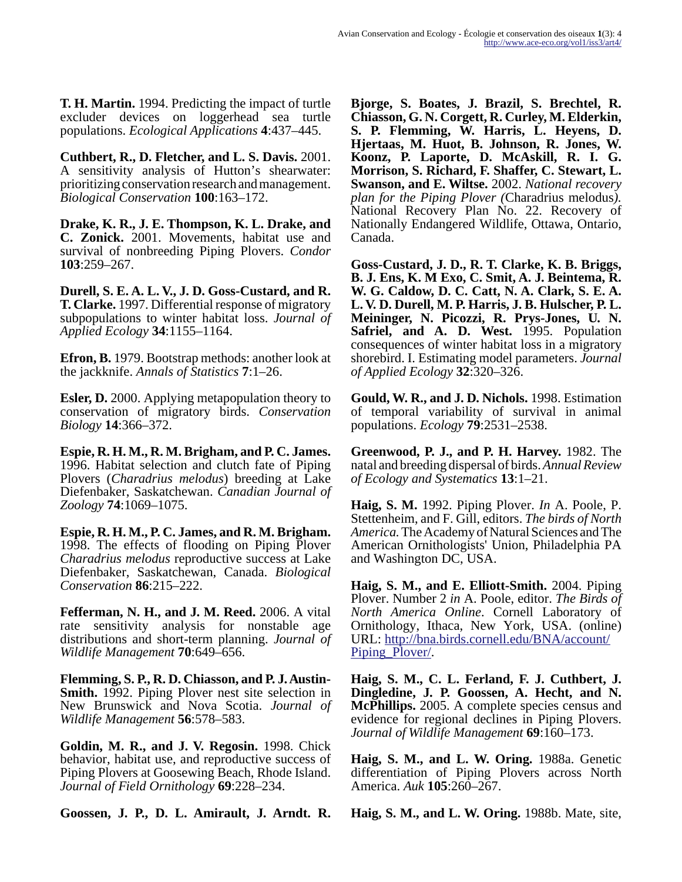**T. H. Martin.** 1994. Predicting the impact of turtle excluder devices on loggerhead sea turtle populations. *Ecological Applications* **4**:437–445.

**Cuthbert, R., D. Fletcher, and L. S. Davis.** 2001. A sensitivity analysis of Hutton's shearwater: prioritizing conservation research and management. *Biological Conservation* **100**:163–172.

**Drake, K. R., J. E. Thompson, K. L. Drake, and C. Zonick.** 2001. Movements, habitat use and survival of nonbreeding Piping Plovers. *Condor* **103**:259–267.

**Durell, S. E. A. L. V., J. D. Goss-Custard, and R. T. Clarke.** 1997. Differential response of migratory subpopulations to winter habitat loss. *Journal of Applied Ecology* **34**:1155–1164.

**Efron, B.** 1979. Bootstrap methods: another look at the jackknife. *Annals of Statistics* **7**:1–26.

**Esler, D.** 2000. Applying metapopulation theory to conservation of migratory birds. *Conservation Biology* **14**:366–372.

**Espie, R. H. M., R. M. Brigham, and P. C. James.** 1996. Habitat selection and clutch fate of Piping Plovers (*Charadrius melodus*) breeding at Lake Diefenbaker, Saskatchewan. *Canadian Journal of Zoology* **74**:1069–1075.

**Espie, R. H. M., P. C. James, and R. M. Brigham.** 1998. The effects of flooding on Piping Plover *Charadrius melodus* reproductive success at Lake Diefenbaker, Saskatchewan, Canada. *Biological Conservation* **86**:215–222.

**Fefferman, N. H., and J. M. Reed.** 2006. A vital rate sensitivity analysis for nonstable age distributions and short-term planning. *Journal of Wildlife Management* **70**:649–656.

**Flemming, S. P., R. D. Chiasson, and P. J. Austin-Smith.** 1992. Piping Plover nest site selection in New Brunswick and Nova Scotia. *Journal of Wildlife Management* **56**:578–583.

**Goldin, M. R., and J. V. Regosin.** 1998. Chick behavior, habitat use, and reproductive success of Piping Plovers at Goosewing Beach, Rhode Island. *Journal of Field Ornithology* **69**:228–234.

**Goossen, J. P., D. L. Amirault, J. Arndt. R. Bjorge, S. Boates, J. Brazil, S. Brechtel, R. Chiasson, G. N. Corgett, R. Curley, M. Elderkin, S. P. Flemming, W. Harris, L. Heyens, D. Hjertaas, M. Huot, B. Johnson, R. Jones, W. Koonz, P. Laporte, D. McAskill, R. I. G. Morrison, S. Richard, F. Shaffer, C. Stewart, L. Swanson, and E. Wiltse.** 2002. *National recovery plan for the Piping Plover (*Charadrius melodus*).* National Recovery Plan No. 22. Recovery of Nationally Endangered Wildlife, Ottawa, Ontario, Canada.

**Goss-Custard, J. D., R. T. Clarke, K. B. Briggs, B. J. Ens, K. M Exo, C. Smit, A. J. Beintema, R. W. G. Caldow, D. C. Catt, N. A. Clark, S. E. A. L. V. D. Durell, M. P. Harris, J. B. Hulscher, P. L. Meininger, N. Picozzi, R. Prys-Jones, U. N. Safriel, and A. D. West.** 1995. Population consequences of winter habitat loss in a migratory shorebird. I. Estimating model parameters. *Journal of Applied Ecology* **32**:320–326.

**Gould, W. R., and J. D. Nichols.** 1998. Estimation of temporal variability of survival in animal populations. *Ecology* **79**:2531–2538.

**Greenwood, P. J., and P. H. Harvey.** 1982. The natal and breeding dispersal of birds. *Annual Review of Ecology and Systematics* **13**:1–21.

**Haig, S. M.** 1992. Piping Plover. *In* A. Poole, P. Stettenheim, and F. Gill, editors. *The birds of North America.* The Academy of Natural Sciences and The American Ornithologists' Union, Philadelphia PA and Washington DC, USA.

**Haig, S. M., and E. Elliott-Smith.** 2004. Piping Plover. Number 2 *in* A. Poole, editor. *The Birds of North America Online*. Cornell Laboratory of Ornithology, Ithaca, New York, USA. (online) URL: http://bna.birds.cornell.edu/BNA/account/Piping_Plover/.

**Haig, S. M., C. L. Ferland, F. J. Cuthbert, J. Dingledine, J. P. Goossen, A. Hecht, and N. McPhillips.** 2005. A complete species census and evidence for regional declines in Piping Plovers. *Journal of Wildlife Management* **69**:160–173.

**Haig, S. M., and L. W. Oring.** 1988a. Genetic differentiation of Piping Plovers across North America. *Auk* **105**:260–267.

**Haig, S. M., and L. W. Oring.** 1988b. Mate, site,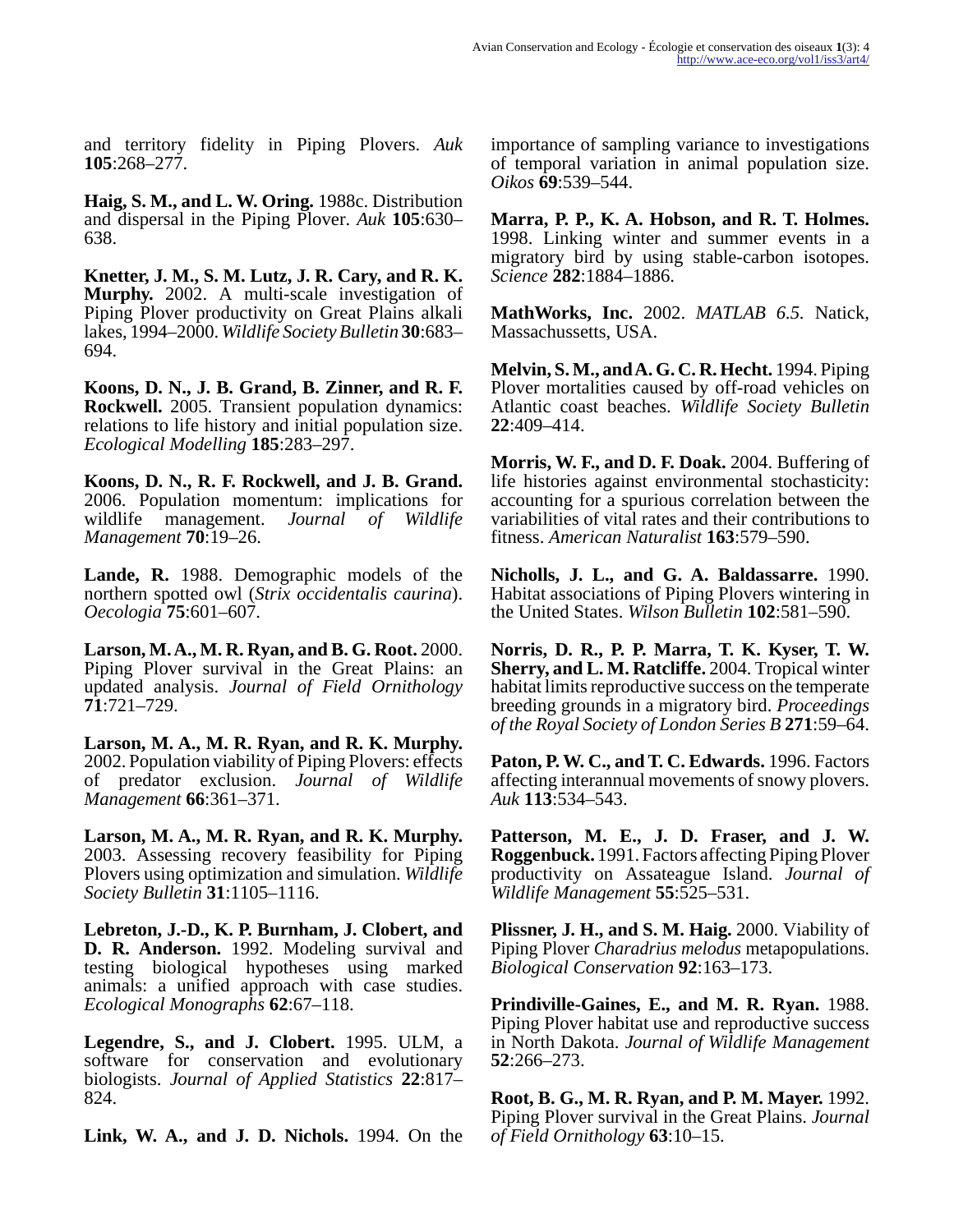and territory fidelity in Piping Plovers. *Auk* **105**:268–277.

**Haig, S. M., and L. W. Oring.** 1988c. Distribution and dispersal in the Piping Plover. *Auk* **105**:630–638.

**Knetter, J. M., S. M. Lutz, J. R. Cary, and R. K. Murphy.** 2002. A multi-scale investigation of Piping Plover productivity on Great Plains alkali lakes, 1994–2000. *Wildlife Society Bulletin* **30**:683–694.

**Koons, D. N., J. B. Grand, B. Zinner, and R. F. Rockwell.** 2005. Transient population dynamics: relations to life history and initial population size. *Ecological Modelling* **185**:283–297.

**Koons, D. N., R. F. Rockwell, and J. B. Grand.** 2006. Population momentum: implications for wildlife management. *Journal of Wildlife Management* **70**:19–26.

**Lande, R.** 1988. Demographic models of the northern spotted owl (*Strix occidentalis caurina*). *Oecologia* **75**:601–607.

**Larson, M. A., M. R. Ryan, and B. G. Root.** 2000. Piping Plover survival in the Great Plains: an updated analysis. *Journal of Field Ornithology* **71**:721–729.

**Larson, M. A., M. R. Ryan, and R. K. Murphy.** 2002. Population viability of Piping Plovers: effects of predator exclusion. *Journal of Wildlife Management* **66**:361–371.

**Larson, M. A., M. R. Ryan, and R. K. Murphy.** 2003. Assessing recovery feasibility for Piping Plovers using optimization and simulation. *Wildlife Society Bulletin* **31**:1105–1116.

**Lebreton, J.-D., K. P. Burnham, J. Clobert, and D. R. Anderson.** 1992. Modeling survival and testing biological hypotheses using marked animals: a unified approach with case studies. *Ecological Monographs* **62**:67–118.

**Legendre, S., and J. Clobert.** 1995. ULM, a software for conservation and evolutionary biologists. *Journal of Applied Statistics* **22**:817–824.

**Link, W. A., and J. D. Nichols.** 1994. On the importance of sampling variance to investigations of temporal variation in animal population size. *Oikos* **69**:539–544.

**Marra, P. P., K. A. Hobson, and R. T. Holmes.** 1998. Linking winter and summer events in a migratory bird by using stable-carbon isotopes. *Science* **282**:1884–1886.

**MathWorks, Inc.** 2002. *MATLAB 6.5*. Natick, Massachussetts, USA.

**Melvin, S. M., and A. G. C. R. Hecht.** 1994. Piping Plover mortalities caused by off-road vehicles on Atlantic coast beaches. *Wildlife Society Bulletin* **22**:409–414.

**Morris, W. F., and D. F. Doak.** 2004. Buffering of life histories against environmental stochasticity: accounting for a spurious correlation between the variabilities of vital rates and their contributions to fitness. *American Naturalist* **163**:579–590.

**Nicholls, J. L., and G. A. Baldassarre.** 1990. Habitat associations of Piping Plovers wintering in the United States. *Wilson Bulletin* **102**:581–590.

**Norris, D. R., P. P. Marra, T. K. Kyser, T. W. Sherry, and L. M. Ratcliffe.** 2004. Tropical winter habitat limits reproductive success on the temperate breeding grounds in a migratory bird. *Proceedings of the Royal Society of London Series B* **271**:59–64.

**Paton, P. W. C., and T. C. Edwards.** 1996. Factors affecting interannual movements of snowy plovers. *Auk* **113**:534–543.

**Patterson, M. E., J. D. Fraser, and J. W. Roggenbuck.** 1991. Factors affecting Piping Plover productivity on Assateague Island. *Journal of Wildlife Management* **55**:525–531.

**Plissner, J. H., and S. M. Haig.** 2000. Viability of Piping Plover *Charadrius melodus* metapopulations. *Biological Conservation* **92**:163–173.

**Prindiville-Gaines, E., and M. R. Ryan.** 1988. Piping Plover habitat use and reproductive success in North Dakota. *Journal of Wildlife Management* **52**:266–273.

**Root, B. G., M. R. Ryan, and P. M. Mayer.** 1992. Piping Plover survival in the Great Plains. *Journal of Field Ornithology* **63**:10–15.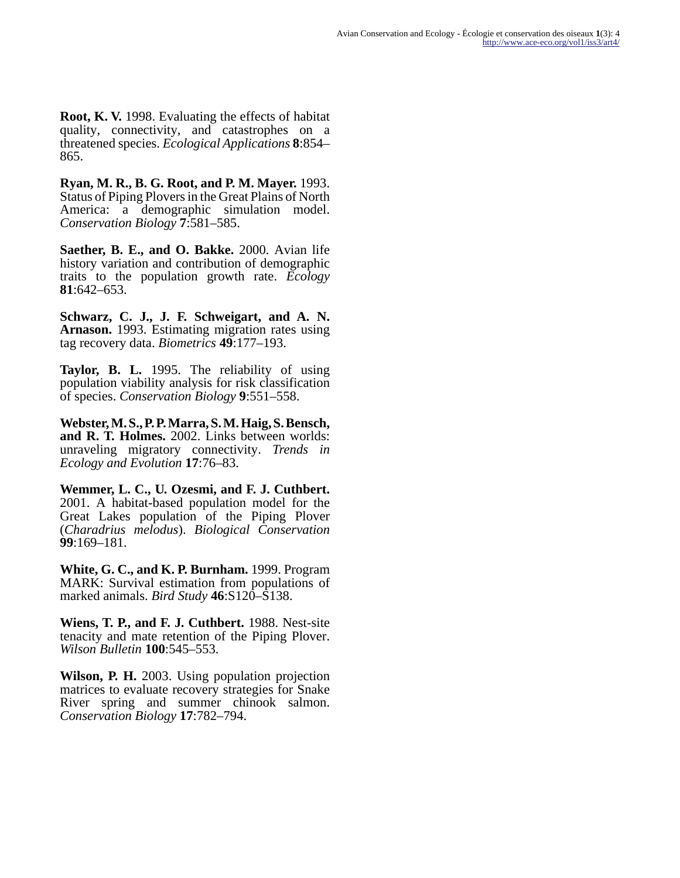**Root, K. V.** 1998. Evaluating the effects of habitat quality, connectivity, and catastrophes on a threatened species. *Ecological Applications* **8**:854–865.

**Ryan, M. R., B. G. Root, and P. M. Mayer.** 1993. Status of Piping Plovers in the Great Plains of North America: a demographic simulation model. *Conservation Biology* **7**:581–585.

**Saether, B. E., and O. Bakke.** 2000. Avian life history variation and contribution of demographic traits to the population growth rate. *Ecology* **81**:642–653.

**Schwarz, C. J., J. F. Schweigart, and A. N. Arnason.** 1993. Estimating migration rates using tag recovery data. *Biometrics* **49**:177–193.

**Taylor, B. L.** 1995. The reliability of using population viability analysis for risk classification of species. *Conservation Biology* **9**:551–558.

**Webster, M. S., P. P. Marra, S. M. Haig, S. Bensch, and R. T. Holmes.** 2002. Links between worlds: unraveling migratory connectivity. *Trends in Ecology and Evolution* **17**:76–83.

**Wemmer, L. C., U. Ozesmi, and F. J. Cuthbert.** 2001. A habitat-based population model for the Great Lakes population of the Piping Plover (*Charadrius melodus*). *Biological Conservation* **99**:169–181.

**White, G. C., and K. P. Burnham.** 1999. Program MARK: Survival estimation from populations of marked animals. *Bird Study* **46**:S120–S138.

**Wiens, T. P., and F. J. Cuthbert.** 1988. Nest-site tenacity and mate retention of the Piping Plover. *Wilson Bulletin* **100**:545–553.

**Wilson, P. H.** 2003. Using population projection matrices to evaluate recovery strategies for Snake River spring and summer chinook salmon. *Conservation Biology* **17**:782–794.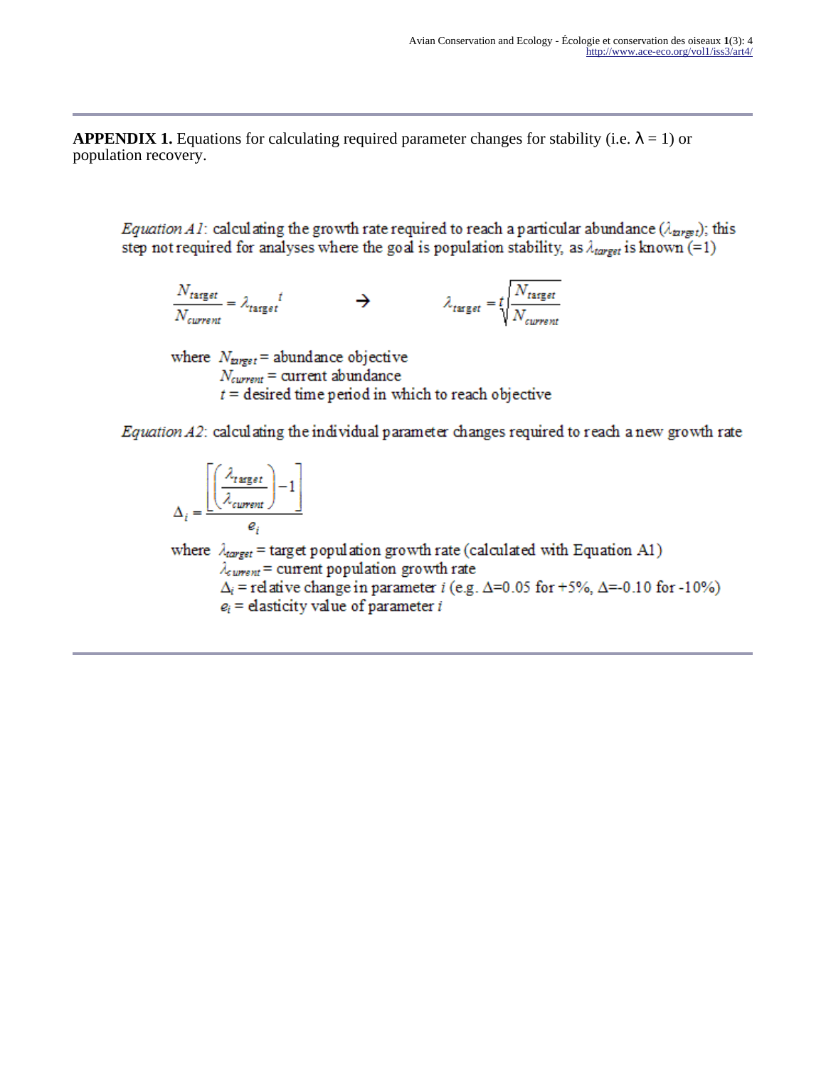**APPENDIX 1.** Equations for calculating required parameter changes for stability (i.e. $\lambda = 1$) or population recovery.

*Equation A1*: calculating the growth rate required to reach a particular abundance ($\lambda_{target}$); this step not required for analyses where the goal is population stability, as $\lambda_{target}$ is known (=1)

$$\frac{N_{target}}{N_{current}} = \lambda_{target}^{\ t} \quad \rightarrow \quad \lambda_{target} = \sqrt[t]{\frac{N_{target}}{N_{current}}}$$

where $N_{target}$ = abundance objective
$N_{current}$ = current abundance
$t$ = desired time period in which to reach objective

*Equation A2*: calculating the individual parameter changes required to reach a new growth rate

$$\Delta_i = \frac{\left[\left(\frac{\lambda_{target}}{\lambda_{current}}\right) - 1\right]}{e_i}$$

where $\lambda_{target}$ = target population growth rate (calculated with Equation A1)
$\lambda_{current}$ = current population growth rate
$\Delta_i$ = relative change in parameter $i$ (e.g. $\Delta$=0.05 for +5%, $\Delta$=-0.10 for -10%)
$e_i$ = elasticity value of parameter $i$